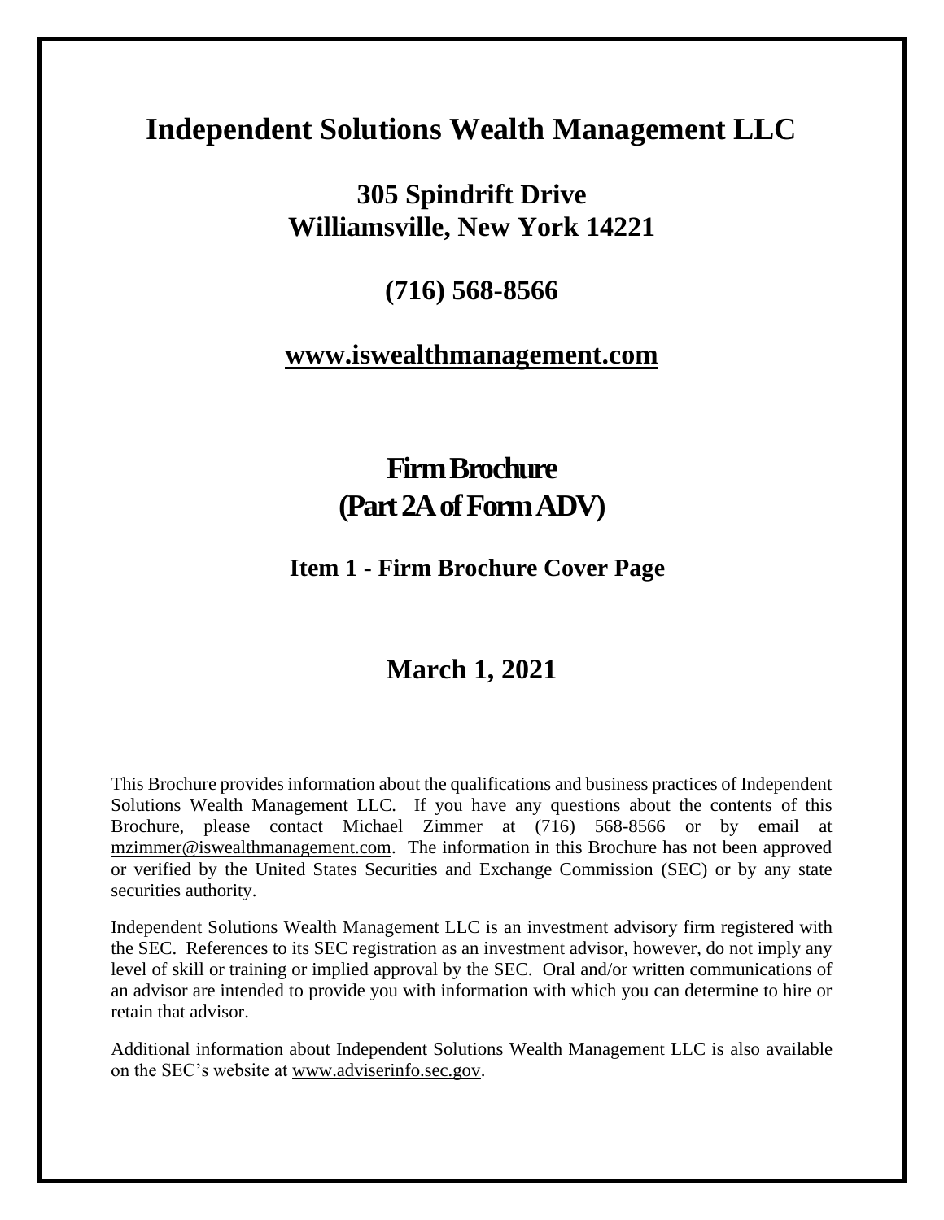# Independent Solutions Wealth Management LLC

## 305 Spindrift Drive
## Williamsville, New York 14221

## (716) 568-8566

## www.iswealthmanagement.com

# Firm Brochure
# (Part 2A of Form ADV)

### Item 1 - Firm Brochure Cover Page

## March 1, 2021

This Brochure provides information about the qualifications and business practices of Independent Solutions Wealth Management LLC. If you have any questions about the contents of this Brochure, please contact Michael Zimmer at (716) 568-8566 or by email at mzimmer@iswealthmanagement.com. The information in this Brochure has not been approved or verified by the United States Securities and Exchange Commission (SEC) or by any state securities authority.

Independent Solutions Wealth Management LLC is an investment advisory firm registered with the SEC. References to its SEC registration as an investment advisor, however, do not imply any level of skill or training or implied approval by the SEC. Oral and/or written communications of an advisor are intended to provide you with information with which you can determine to hire or retain that advisor.

Additional information about Independent Solutions Wealth Management LLC is also available on the SEC's website at www.adviserinfo.sec.gov.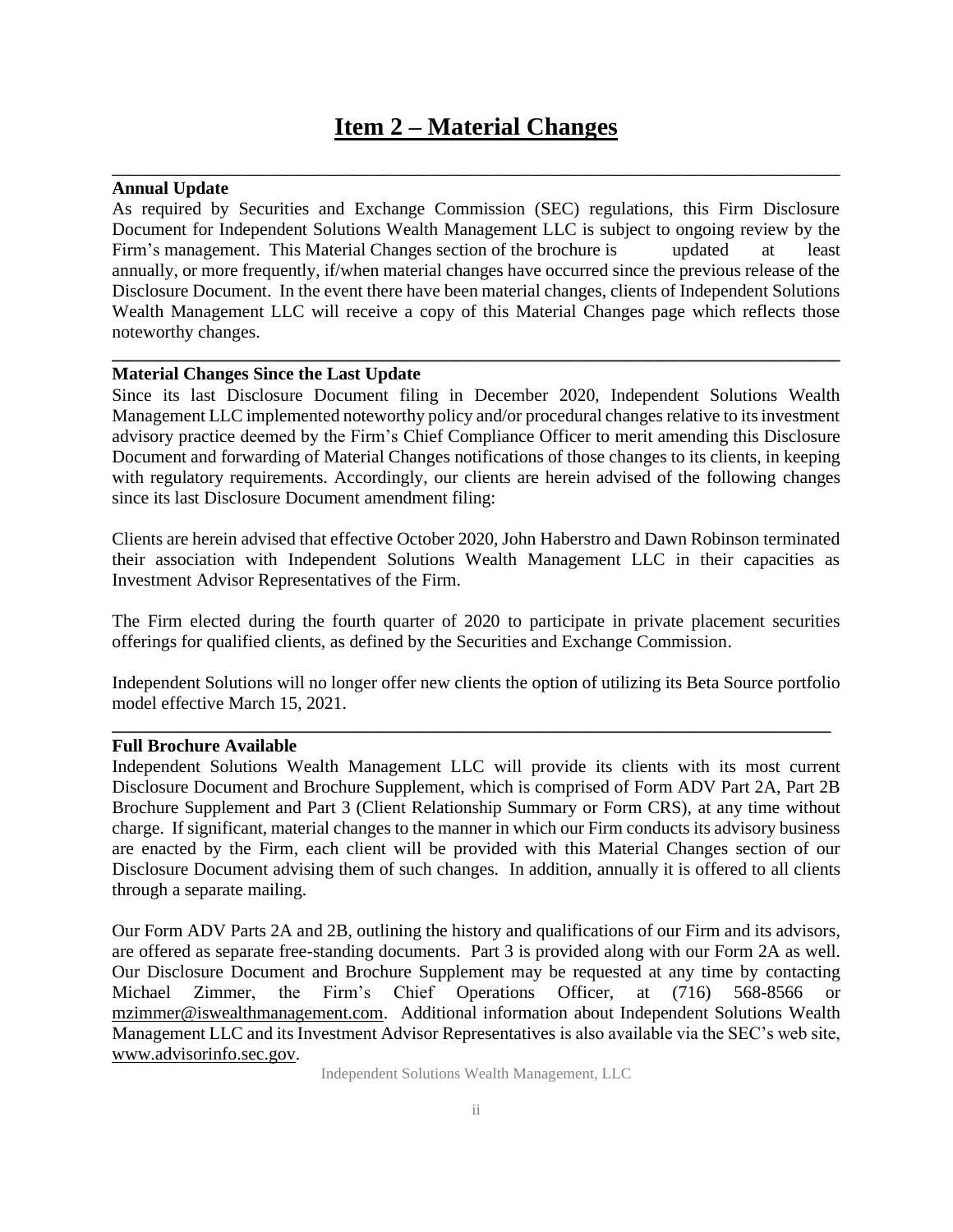# Item 2 – Material Changes

---

**Annual Update**

As required by Securities and Exchange Commission (SEC) regulations, this Firm Disclosure Document for Independent Solutions Wealth Management LLC is subject to ongoing review by the Firm's management. This Material Changes section of the brochure is updated at least annually, or more frequently, if/when material changes have occurred since the previous release of the Disclosure Document. In the event there have been material changes, clients of Independent Solutions Wealth Management LLC will receive a copy of this Material Changes page which reflects those noteworthy changes.

---

**Material Changes Since the Last Update**

Since its last Disclosure Document filing in December 2020, Independent Solutions Wealth Management LLC implemented noteworthy policy and/or procedural changes relative to its investment advisory practice deemed by the Firm's Chief Compliance Officer to merit amending this Disclosure Document and forwarding of Material Changes notifications of those changes to its clients, in keeping with regulatory requirements. Accordingly, our clients are herein advised of the following changes since its last Disclosure Document amendment filing:

Clients are herein advised that effective October 2020, John Haberstro and Dawn Robinson terminated their association with Independent Solutions Wealth Management LLC in their capacities as Investment Advisor Representatives of the Firm.

The Firm elected during the fourth quarter of 2020 to participate in private placement securities offerings for qualified clients, as defined by the Securities and Exchange Commission.

Independent Solutions will no longer offer new clients the option of utilizing its Beta Source portfolio model effective March 15, 2021.

---

**Full Brochure Available**

Independent Solutions Wealth Management LLC will provide its clients with its most current Disclosure Document and Brochure Supplement, which is comprised of Form ADV Part 2A, Part 2B Brochure Supplement and Part 3 (Client Relationship Summary or Form CRS), at any time without charge. If significant, material changes to the manner in which our Firm conducts its advisory business are enacted by the Firm, each client will be provided with this Material Changes section of our Disclosure Document advising them of such changes. In addition, annually it is offered to all clients through a separate mailing.

Our Form ADV Parts 2A and 2B, outlining the history and qualifications of our Firm and its advisors, are offered as separate free-standing documents. Part 3 is provided along with our Form 2A as well. Our Disclosure Document and Brochure Supplement may be requested at any time by contacting Michael Zimmer, the Firm's Chief Operations Officer, at (716) 568-8566 or mzimmer@iswealthmanagement.com. Additional information about Independent Solutions Wealth Management LLC and its Investment Advisor Representatives is also available via the SEC's web site, www.advisorinfo.sec.gov.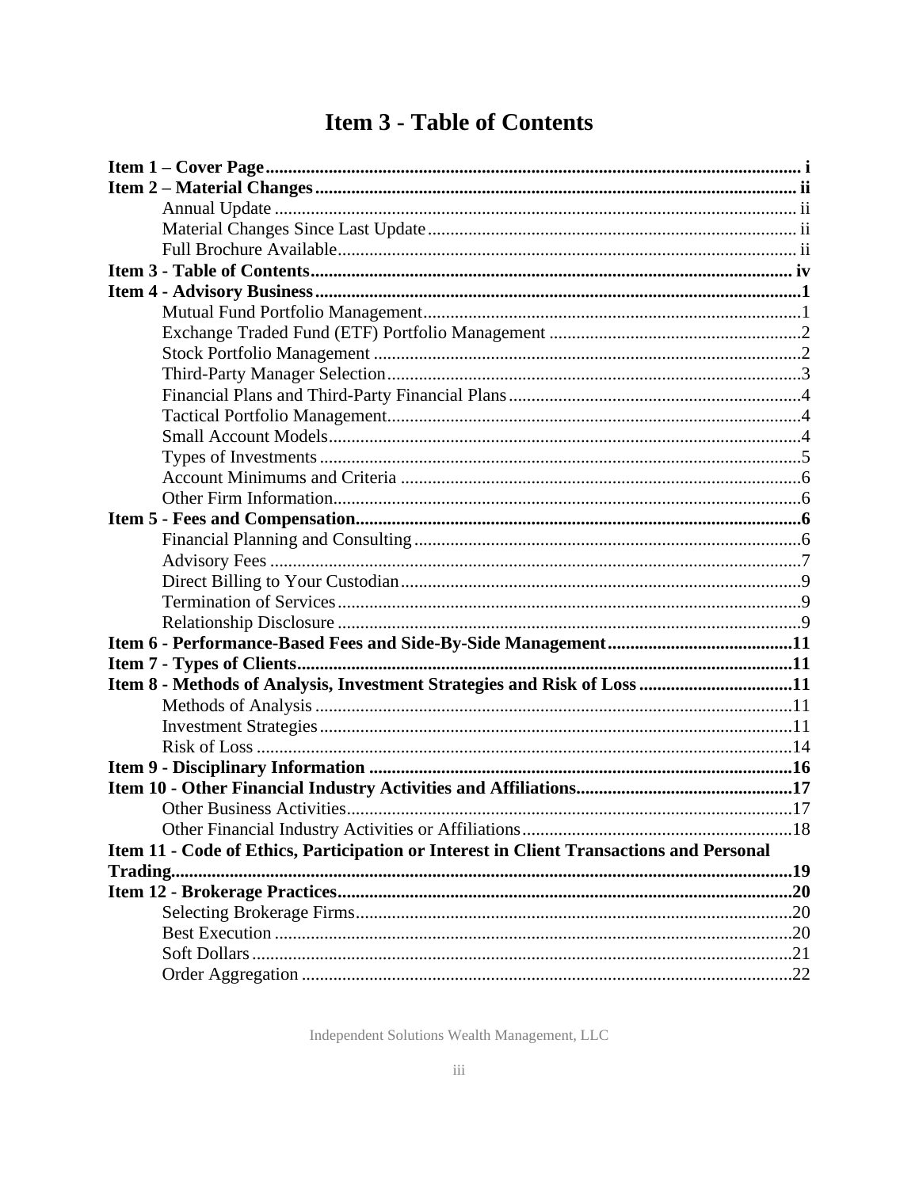# Item 3 - Table of Contents

**Item 1 – Cover Page** ..... i
**Item 2 – Material Changes** ..... ii
- Annual Update ..... ii
- Material Changes Since Last Update ..... ii
- Full Brochure Available ..... ii

**Item 3 - Table of Contents** ..... iv
**Item 4 - Advisory Business** ..... 1
- Mutual Fund Portfolio Management ..... 1
- Exchange Traded Fund (ETF) Portfolio Management ..... 2
- Stock Portfolio Management ..... 2
- Third-Party Manager Selection ..... 3
- Financial Plans and Third-Party Financial Plans ..... 4
- Tactical Portfolio Management ..... 4
- Small Account Models ..... 4
- Types of Investments ..... 5
- Account Minimums and Criteria ..... 6
- Other Firm Information ..... 6

**Item 5 - Fees and Compensation** ..... 6
- Financial Planning and Consulting ..... 6
- Advisory Fees ..... 7
- Direct Billing to Your Custodian ..... 9
- Termination of Services ..... 9
- Relationship Disclosure ..... 9

**Item 6 - Performance-Based Fees and Side-By-Side Management** ..... 11
**Item 7 - Types of Clients** ..... 11
**Item 8 - Methods of Analysis, Investment Strategies and Risk of Loss** ..... 11
- Methods of Analysis ..... 11
- Investment Strategies ..... 11
- Risk of Loss ..... 14

**Item 9 - Disciplinary Information** ..... 16
**Item 10 - Other Financial Industry Activities and Affiliations** ..... 17
- Other Business Activities ..... 17
- Other Financial Industry Activities or Affiliations ..... 18

**Item 11 - Code of Ethics, Participation or Interest in Client Transactions and Personal Trading** ..... 19
**Item 12 - Brokerage Practices** ..... 20
- Selecting Brokerage Firms ..... 20
- Best Execution ..... 20
- Soft Dollars ..... 21
- Order Aggregation ..... 22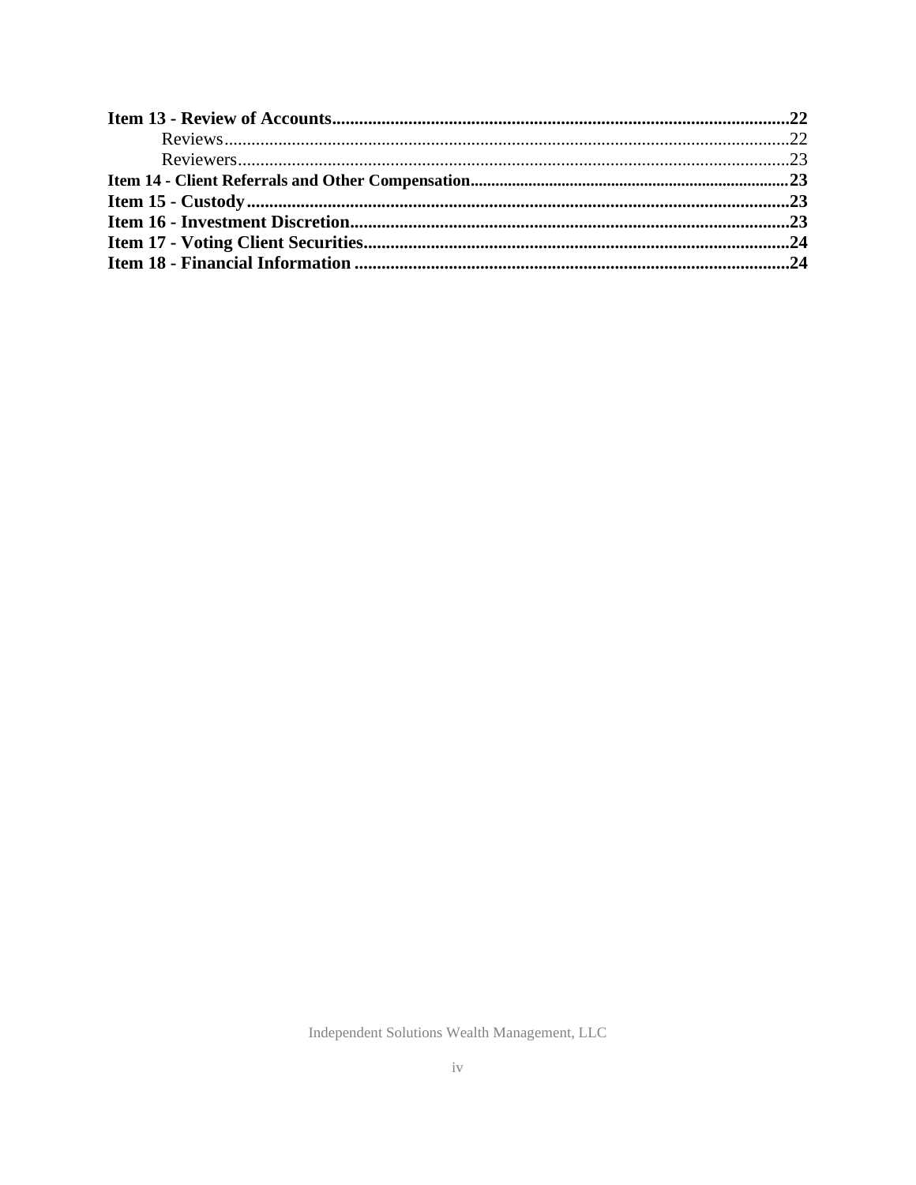**Item 13 - Review of Accounts** .......................................................................................... **22**

Reviews .......................................................................................................... 22

Reviewers ........................................................................................................ 23

**Item 14 - Client Referrals and Other Compensation** ................................................................ **23**

**Item 15 - Custody** .......................................................................................................... **23**

**Item 16 - Investment Discretion** .................................................................................... **23**

**Item 17 - Voting Client Securities** ................................................................................. **24**

**Item 18 - Financial Information** .................................................................................... **24**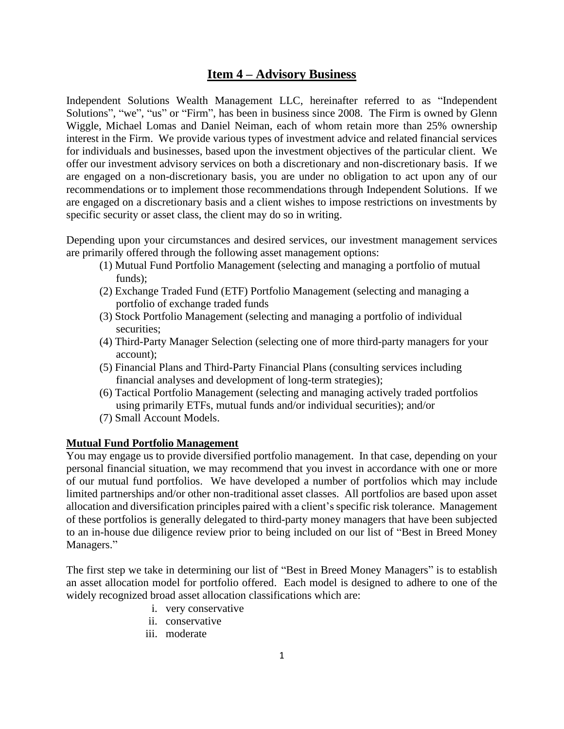# Item 4 – Advisory Business

Independent Solutions Wealth Management LLC, hereinafter referred to as "Independent Solutions", "we", "us" or "Firm", has been in business since 2008. The Firm is owned by Glenn Wiggle, Michael Lomas and Daniel Neiman, each of whom retain more than 25% ownership interest in the Firm. We provide various types of investment advice and related financial services for individuals and businesses, based upon the investment objectives of the particular client. We offer our investment advisory services on both a discretionary and non-discretionary basis. If we are engaged on a non-discretionary basis, you are under no obligation to act upon any of our recommendations or to implement those recommendations through Independent Solutions. If we are engaged on a discretionary basis and a client wishes to impose restrictions on investments by specific security or asset class, the client may do so in writing.

Depending upon your circumstances and desired services, our investment management services are primarily offered through the following asset management options:

(1) Mutual Fund Portfolio Management (selecting and managing a portfolio of mutual funds);
(2) Exchange Traded Fund (ETF) Portfolio Management (selecting and managing a portfolio of exchange traded funds
(3) Stock Portfolio Management (selecting and managing a portfolio of individual securities;
(4) Third-Party Manager Selection (selecting one of more third-party managers for your account);
(5) Financial Plans and Third-Party Financial Plans (consulting services including financial analyses and development of long-term strategies);
(6) Tactical Portfolio Management (selecting and managing actively traded portfolios using primarily ETFs, mutual funds and/or individual securities); and/or
(7) Small Account Models.

**Mutual Fund Portfolio Management**

You may engage us to provide diversified portfolio management. In that case, depending on your personal financial situation, we may recommend that you invest in accordance with one or more of our mutual fund portfolios. We have developed a number of portfolios which may include limited partnerships and/or other non-traditional asset classes. All portfolios are based upon asset allocation and diversification principles paired with a client's specific risk tolerance. Management of these portfolios is generally delegated to third-party money managers that have been subjected to an in-house due diligence review prior to being included on our list of "Best in Breed Money Managers."

The first step we take in determining our list of "Best in Breed Money Managers" is to establish an asset allocation model for portfolio offered. Each model is designed to adhere to one of the widely recognized broad asset allocation classifications which are:

i. very conservative
ii. conservative
iii. moderate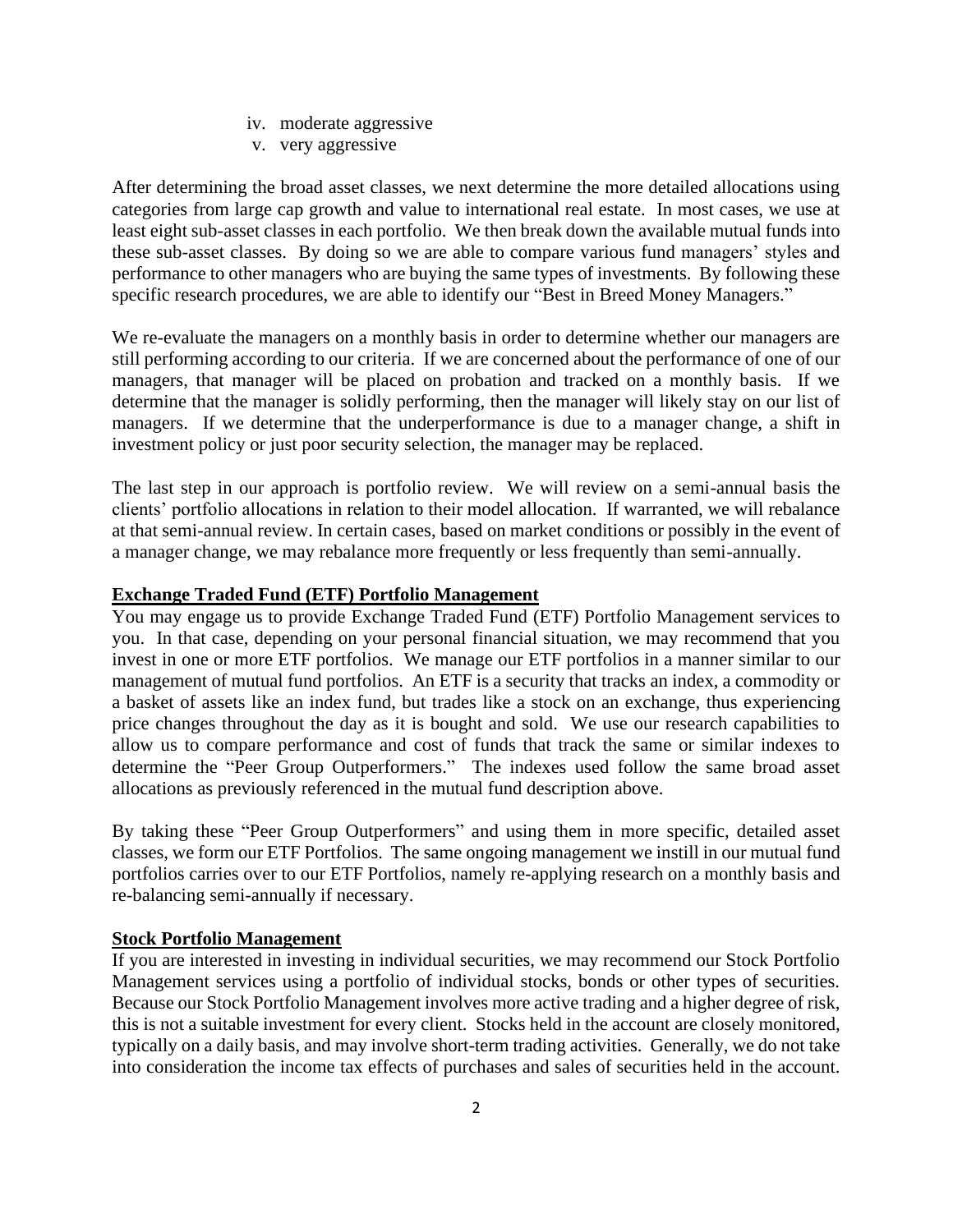iv. moderate aggressive
v. very aggressive

After determining the broad asset classes, we next determine the more detailed allocations using categories from large cap growth and value to international real estate. In most cases, we use at least eight sub-asset classes in each portfolio. We then break down the available mutual funds into these sub-asset classes. By doing so we are able to compare various fund managers' styles and performance to other managers who are buying the same types of investments. By following these specific research procedures, we are able to identify our "Best in Breed Money Managers."

We re-evaluate the managers on a monthly basis in order to determine whether our managers are still performing according to our criteria. If we are concerned about the performance of one of our managers, that manager will be placed on probation and tracked on a monthly basis. If we determine that the manager is solidly performing, then the manager will likely stay on our list of managers. If we determine that the underperformance is due to a manager change, a shift in investment policy or just poor security selection, the manager may be replaced.

The last step in our approach is portfolio review. We will review on a semi-annual basis the clients' portfolio allocations in relation to their model allocation. If warranted, we will rebalance at that semi-annual review. In certain cases, based on market conditions or possibly in the event of a manager change, we may rebalance more frequently or less frequently than semi-annually.

**Exchange Traded Fund (ETF) Portfolio Management**

You may engage us to provide Exchange Traded Fund (ETF) Portfolio Management services to you. In that case, depending on your personal financial situation, we may recommend that you invest in one or more ETF portfolios. We manage our ETF portfolios in a manner similar to our management of mutual fund portfolios. An ETF is a security that tracks an index, a commodity or a basket of assets like an index fund, but trades like a stock on an exchange, thus experiencing price changes throughout the day as it is bought and sold. We use our research capabilities to allow us to compare performance and cost of funds that track the same or similar indexes to determine the "Peer Group Outperformers." The indexes used follow the same broad asset allocations as previously referenced in the mutual fund description above.

By taking these "Peer Group Outperformers" and using them in more specific, detailed asset classes, we form our ETF Portfolios. The same ongoing management we instill in our mutual fund portfolios carries over to our ETF Portfolios, namely re-applying research on a monthly basis and re-balancing semi-annually if necessary.

**Stock Portfolio Management**

If you are interested in investing in individual securities, we may recommend our Stock Portfolio Management services using a portfolio of individual stocks, bonds or other types of securities. Because our Stock Portfolio Management involves more active trading and a higher degree of risk, this is not a suitable investment for every client. Stocks held in the account are closely monitored, typically on a daily basis, and may involve short-term trading activities. Generally, we do not take into consideration the income tax effects of purchases and sales of securities held in the account.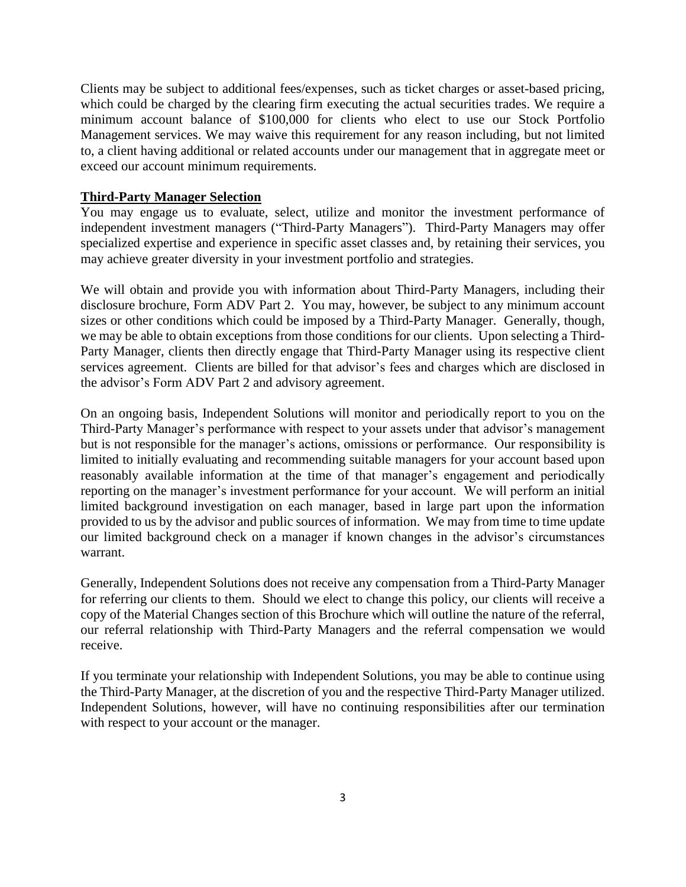Clients may be subject to additional fees/expenses, such as ticket charges or asset-based pricing, which could be charged by the clearing firm executing the actual securities trades. We require a minimum account balance of $100,000 for clients who elect to use our Stock Portfolio Management services. We may waive this requirement for any reason including, but not limited to, a client having additional or related accounts under our management that in aggregate meet or exceed our account minimum requirements.

**Third-Party Manager Selection**

You may engage us to evaluate, select, utilize and monitor the investment performance of independent investment managers ("Third-Party Managers"). Third-Party Managers may offer specialized expertise and experience in specific asset classes and, by retaining their services, you may achieve greater diversity in your investment portfolio and strategies.

We will obtain and provide you with information about Third-Party Managers, including their disclosure brochure, Form ADV Part 2. You may, however, be subject to any minimum account sizes or other conditions which could be imposed by a Third-Party Manager. Generally, though, we may be able to obtain exceptions from those conditions for our clients. Upon selecting a Third-Party Manager, clients then directly engage that Third-Party Manager using its respective client services agreement. Clients are billed for that advisor's fees and charges which are disclosed in the advisor's Form ADV Part 2 and advisory agreement.

On an ongoing basis, Independent Solutions will monitor and periodically report to you on the Third-Party Manager's performance with respect to your assets under that advisor's management but is not responsible for the manager's actions, omissions or performance. Our responsibility is limited to initially evaluating and recommending suitable managers for your account based upon reasonably available information at the time of that manager's engagement and periodically reporting on the manager's investment performance for your account. We will perform an initial limited background investigation on each manager, based in large part upon the information provided to us by the advisor and public sources of information. We may from time to time update our limited background check on a manager if known changes in the advisor's circumstances warrant.

Generally, Independent Solutions does not receive any compensation from a Third-Party Manager for referring our clients to them. Should we elect to change this policy, our clients will receive a copy of the Material Changes section of this Brochure which will outline the nature of the referral, our referral relationship with Third-Party Managers and the referral compensation we would receive.

If you terminate your relationship with Independent Solutions, you may be able to continue using the Third-Party Manager, at the discretion of you and the respective Third-Party Manager utilized. Independent Solutions, however, will have no continuing responsibilities after our termination with respect to your account or the manager.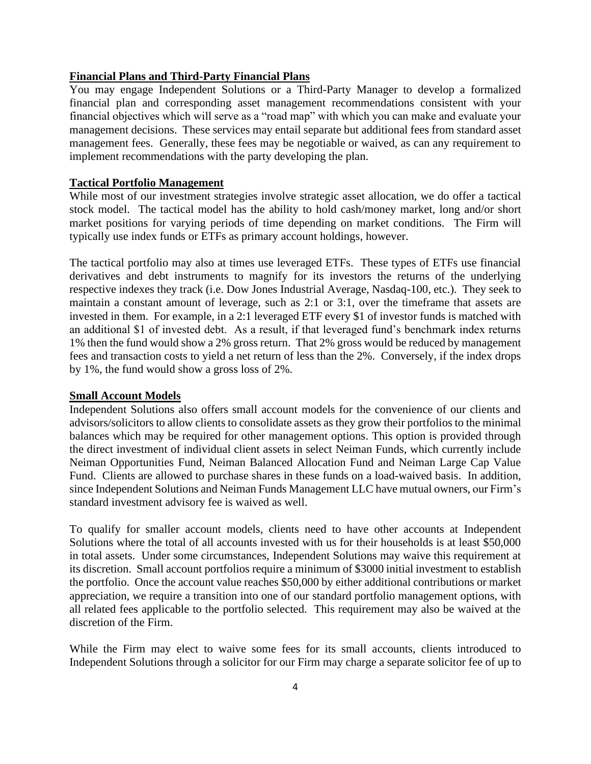**Financial Plans and Third-Party Financial Plans**

You may engage Independent Solutions or a Third-Party Manager to develop a formalized financial plan and corresponding asset management recommendations consistent with your financial objectives which will serve as a "road map" with which you can make and evaluate your management decisions. These services may entail separate but additional fees from standard asset management fees. Generally, these fees may be negotiable or waived, as can any requirement to implement recommendations with the party developing the plan.

**Tactical Portfolio Management**

While most of our investment strategies involve strategic asset allocation, we do offer a tactical stock model. The tactical model has the ability to hold cash/money market, long and/or short market positions for varying periods of time depending on market conditions. The Firm will typically use index funds or ETFs as primary account holdings, however.

The tactical portfolio may also at times use leveraged ETFs. These types of ETFs use financial derivatives and debt instruments to magnify for its investors the returns of the underlying respective indexes they track (i.e. Dow Jones Industrial Average, Nasdaq-100, etc.). They seek to maintain a constant amount of leverage, such as 2:1 or 3:1, over the timeframe that assets are invested in them. For example, in a 2:1 leveraged ETF every $1 of investor funds is matched with an additional $1 of invested debt. As a result, if that leveraged fund's benchmark index returns 1% then the fund would show a 2% gross return. That 2% gross would be reduced by management fees and transaction costs to yield a net return of less than the 2%. Conversely, if the index drops by 1%, the fund would show a gross loss of 2%.

**Small Account Models**

Independent Solutions also offers small account models for the convenience of our clients and advisors/solicitors to allow clients to consolidate assets as they grow their portfolios to the minimal balances which may be required for other management options. This option is provided through the direct investment of individual client assets in select Neiman Funds, which currently include Neiman Opportunities Fund, Neiman Balanced Allocation Fund and Neiman Large Cap Value Fund. Clients are allowed to purchase shares in these funds on a load-waived basis. In addition, since Independent Solutions and Neiman Funds Management LLC have mutual owners, our Firm's standard investment advisory fee is waived as well.

To qualify for smaller account models, clients need to have other accounts at Independent Solutions where the total of all accounts invested with us for their households is at least $50,000 in total assets. Under some circumstances, Independent Solutions may waive this requirement at its discretion. Small account portfolios require a minimum of $3000 initial investment to establish the portfolio. Once the account value reaches $50,000 by either additional contributions or market appreciation, we require a transition into one of our standard portfolio management options, with all related fees applicable to the portfolio selected. This requirement may also be waived at the discretion of the Firm.

While the Firm may elect to waive some fees for its small accounts, clients introduced to Independent Solutions through a solicitor for our Firm may charge a separate solicitor fee of up to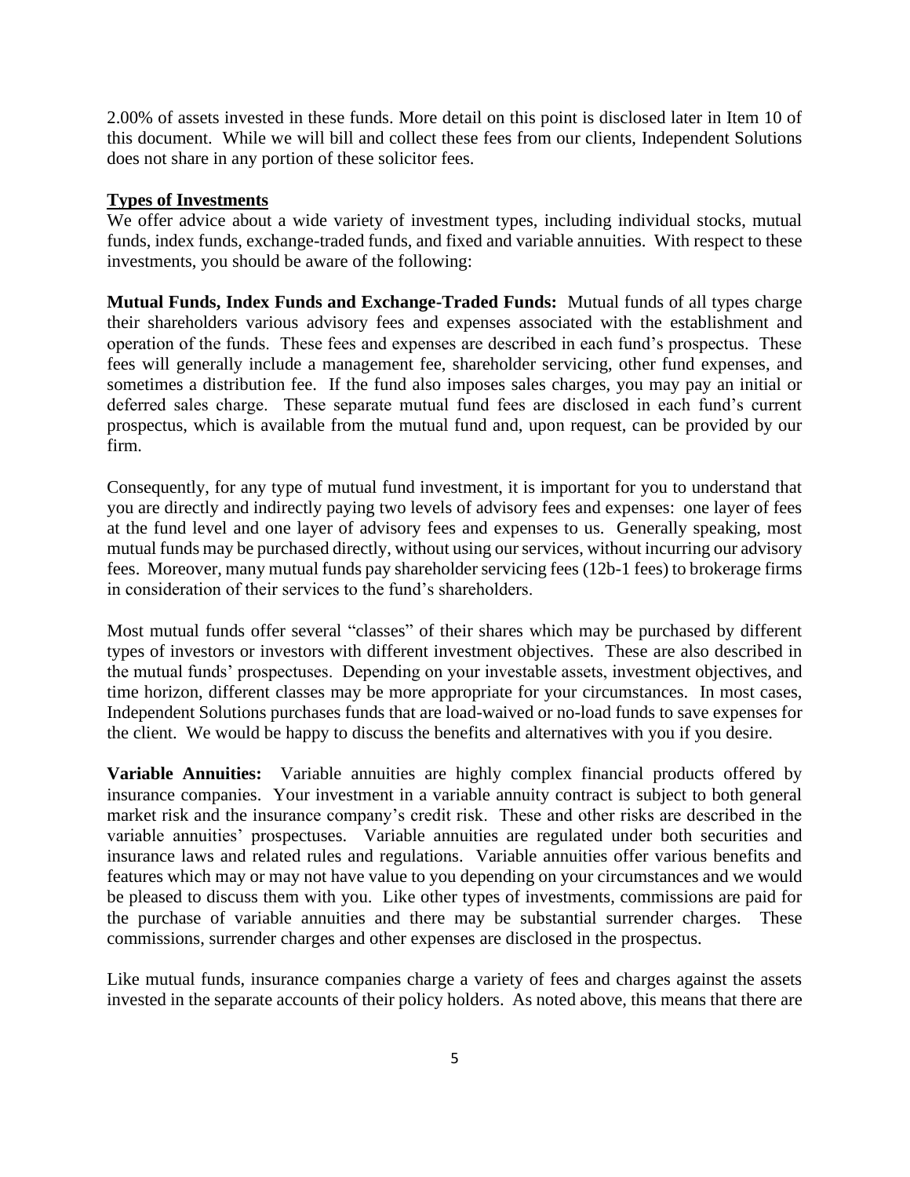2.00% of assets invested in these funds. More detail on this point is disclosed later in Item 10 of this document. While we will bill and collect these fees from our clients, Independent Solutions does not share in any portion of these solicitor fees.

**Types of Investments**

We offer advice about a wide variety of investment types, including individual stocks, mutual funds, index funds, exchange-traded funds, and fixed and variable annuities. With respect to these investments, you should be aware of the following:

**Mutual Funds, Index Funds and Exchange-Traded Funds:** Mutual funds of all types charge their shareholders various advisory fees and expenses associated with the establishment and operation of the funds. These fees and expenses are described in each fund's prospectus. These fees will generally include a management fee, shareholder servicing, other fund expenses, and sometimes a distribution fee. If the fund also imposes sales charges, you may pay an initial or deferred sales charge. These separate mutual fund fees are disclosed in each fund's current prospectus, which is available from the mutual fund and, upon request, can be provided by our firm.

Consequently, for any type of mutual fund investment, it is important for you to understand that you are directly and indirectly paying two levels of advisory fees and expenses: one layer of fees at the fund level and one layer of advisory fees and expenses to us. Generally speaking, most mutual funds may be purchased directly, without using our services, without incurring our advisory fees. Moreover, many mutual funds pay shareholder servicing fees (12b-1 fees) to brokerage firms in consideration of their services to the fund's shareholders.

Most mutual funds offer several "classes" of their shares which may be purchased by different types of investors or investors with different investment objectives. These are also described in the mutual funds' prospectuses. Depending on your investable assets, investment objectives, and time horizon, different classes may be more appropriate for your circumstances. In most cases, Independent Solutions purchases funds that are load-waived or no-load funds to save expenses for the client. We would be happy to discuss the benefits and alternatives with you if you desire.

**Variable Annuities:** Variable annuities are highly complex financial products offered by insurance companies. Your investment in a variable annuity contract is subject to both general market risk and the insurance company's credit risk. These and other risks are described in the variable annuities' prospectuses. Variable annuities are regulated under both securities and insurance laws and related rules and regulations. Variable annuities offer various benefits and features which may or may not have value to you depending on your circumstances and we would be pleased to discuss them with you. Like other types of investments, commissions are paid for the purchase of variable annuities and there may be substantial surrender charges. These commissions, surrender charges and other expenses are disclosed in the prospectus.

Like mutual funds, insurance companies charge a variety of fees and charges against the assets invested in the separate accounts of their policy holders. As noted above, this means that there are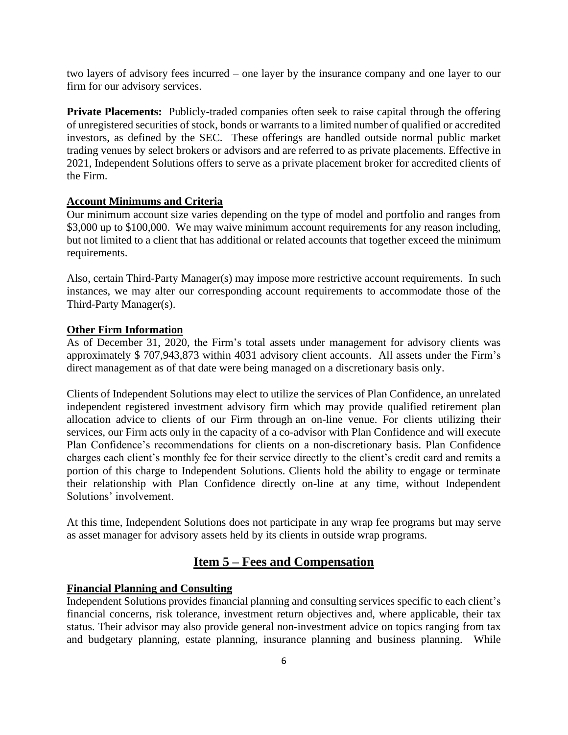two layers of advisory fees incurred – one layer by the insurance company and one layer to our firm for our advisory services.

**Private Placements:** Publicly-traded companies often seek to raise capital through the offering of unregistered securities of stock, bonds or warrants to a limited number of qualified or accredited investors, as defined by the SEC. These offerings are handled outside normal public market trading venues by select brokers or advisors and are referred to as private placements. Effective in 2021, Independent Solutions offers to serve as a private placement broker for accredited clients of the Firm.

**Account Minimums and Criteria**

Our minimum account size varies depending on the type of model and portfolio and ranges from $3,000 up to $100,000. We may waive minimum account requirements for any reason including, but not limited to a client that has additional or related accounts that together exceed the minimum requirements.

Also, certain Third-Party Manager(s) may impose more restrictive account requirements. In such instances, we may alter our corresponding account requirements to accommodate those of the Third-Party Manager(s).

**Other Firm Information**

As of December 31, 2020, the Firm's total assets under management for advisory clients was approximately $ 707,943,873 within 4031 advisory client accounts. All assets under the Firm's direct management as of that date were being managed on a discretionary basis only.

Clients of Independent Solutions may elect to utilize the services of Plan Confidence, an unrelated independent registered investment advisory firm which may provide qualified retirement plan allocation advice to clients of our Firm through an on-line venue. For clients utilizing their services, our Firm acts only in the capacity of a co-advisor with Plan Confidence and will execute Plan Confidence's recommendations for clients on a non-discretionary basis. Plan Confidence charges each client's monthly fee for their service directly to the client's credit card and remits a portion of this charge to Independent Solutions. Clients hold the ability to engage or terminate their relationship with Plan Confidence directly on-line at any time, without Independent Solutions' involvement.

At this time, Independent Solutions does not participate in any wrap fee programs but may serve as asset manager for advisory assets held by its clients in outside wrap programs.

## Item 5 – Fees and Compensation

**Financial Planning and Consulting**

Independent Solutions provides financial planning and consulting services specific to each client's financial concerns, risk tolerance, investment return objectives and, where applicable, their tax status. Their advisor may also provide general non-investment advice on topics ranging from tax and budgetary planning, estate planning, insurance planning and business planning. While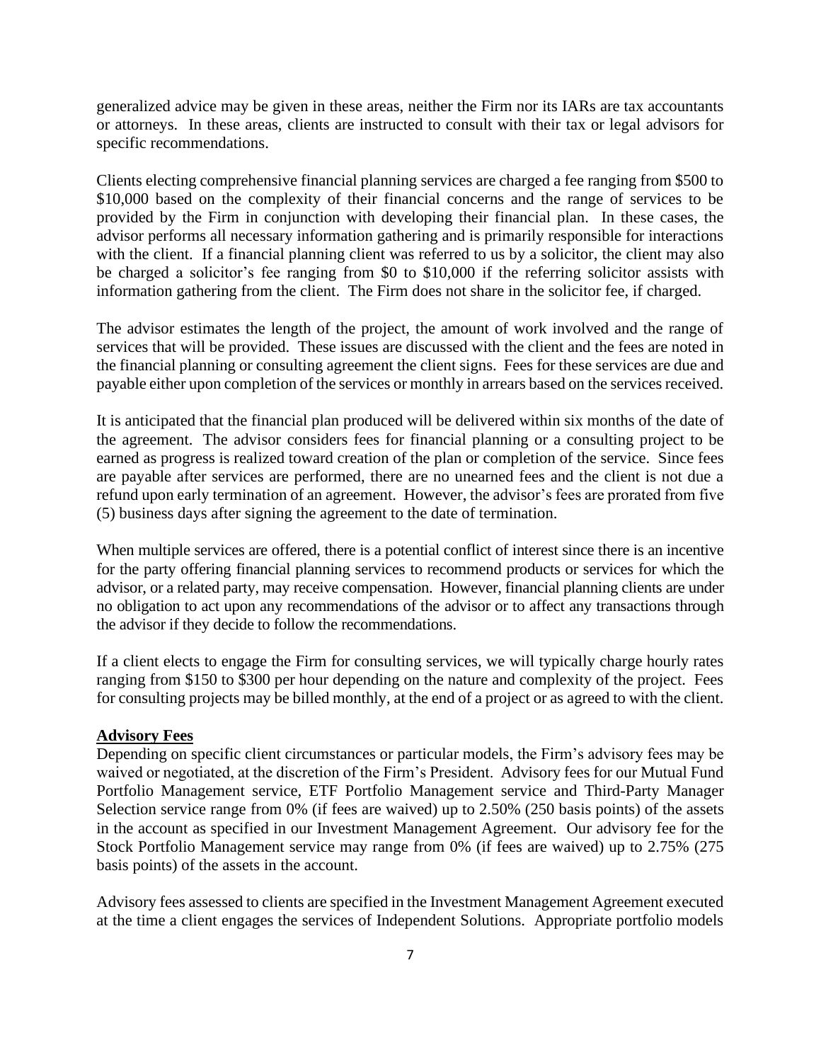generalized advice may be given in these areas, neither the Firm nor its IARs are tax accountants or attorneys. In these areas, clients are instructed to consult with their tax or legal advisors for specific recommendations.

Clients electing comprehensive financial planning services are charged a fee ranging from $500 to $10,000 based on the complexity of their financial concerns and the range of services to be provided by the Firm in conjunction with developing their financial plan. In these cases, the advisor performs all necessary information gathering and is primarily responsible for interactions with the client. If a financial planning client was referred to us by a solicitor, the client may also be charged a solicitor's fee ranging from $0 to $10,000 if the referring solicitor assists with information gathering from the client. The Firm does not share in the solicitor fee, if charged.

The advisor estimates the length of the project, the amount of work involved and the range of services that will be provided. These issues are discussed with the client and the fees are noted in the financial planning or consulting agreement the client signs. Fees for these services are due and payable either upon completion of the services or monthly in arrears based on the services received.

It is anticipated that the financial plan produced will be delivered within six months of the date of the agreement. The advisor considers fees for financial planning or a consulting project to be earned as progress is realized toward creation of the plan or completion of the service. Since fees are payable after services are performed, there are no unearned fees and the client is not due a refund upon early termination of an agreement. However, the advisor's fees are prorated from five (5) business days after signing the agreement to the date of termination.

When multiple services are offered, there is a potential conflict of interest since there is an incentive for the party offering financial planning services to recommend products or services for which the advisor, or a related party, may receive compensation. However, financial planning clients are under no obligation to act upon any recommendations of the advisor or to affect any transactions through the advisor if they decide to follow the recommendations.

If a client elects to engage the Firm for consulting services, we will typically charge hourly rates ranging from $150 to $300 per hour depending on the nature and complexity of the project. Fees for consulting projects may be billed monthly, at the end of a project or as agreed to with the client.

**Advisory Fees**

Depending on specific client circumstances or particular models, the Firm's advisory fees may be waived or negotiated, at the discretion of the Firm's President. Advisory fees for our Mutual Fund Portfolio Management service, ETF Portfolio Management service and Third-Party Manager Selection service range from 0% (if fees are waived) up to 2.50% (250 basis points) of the assets in the account as specified in our Investment Management Agreement. Our advisory fee for the Stock Portfolio Management service may range from 0% (if fees are waived) up to 2.75% (275 basis points) of the assets in the account.

Advisory fees assessed to clients are specified in the Investment Management Agreement executed at the time a client engages the services of Independent Solutions. Appropriate portfolio models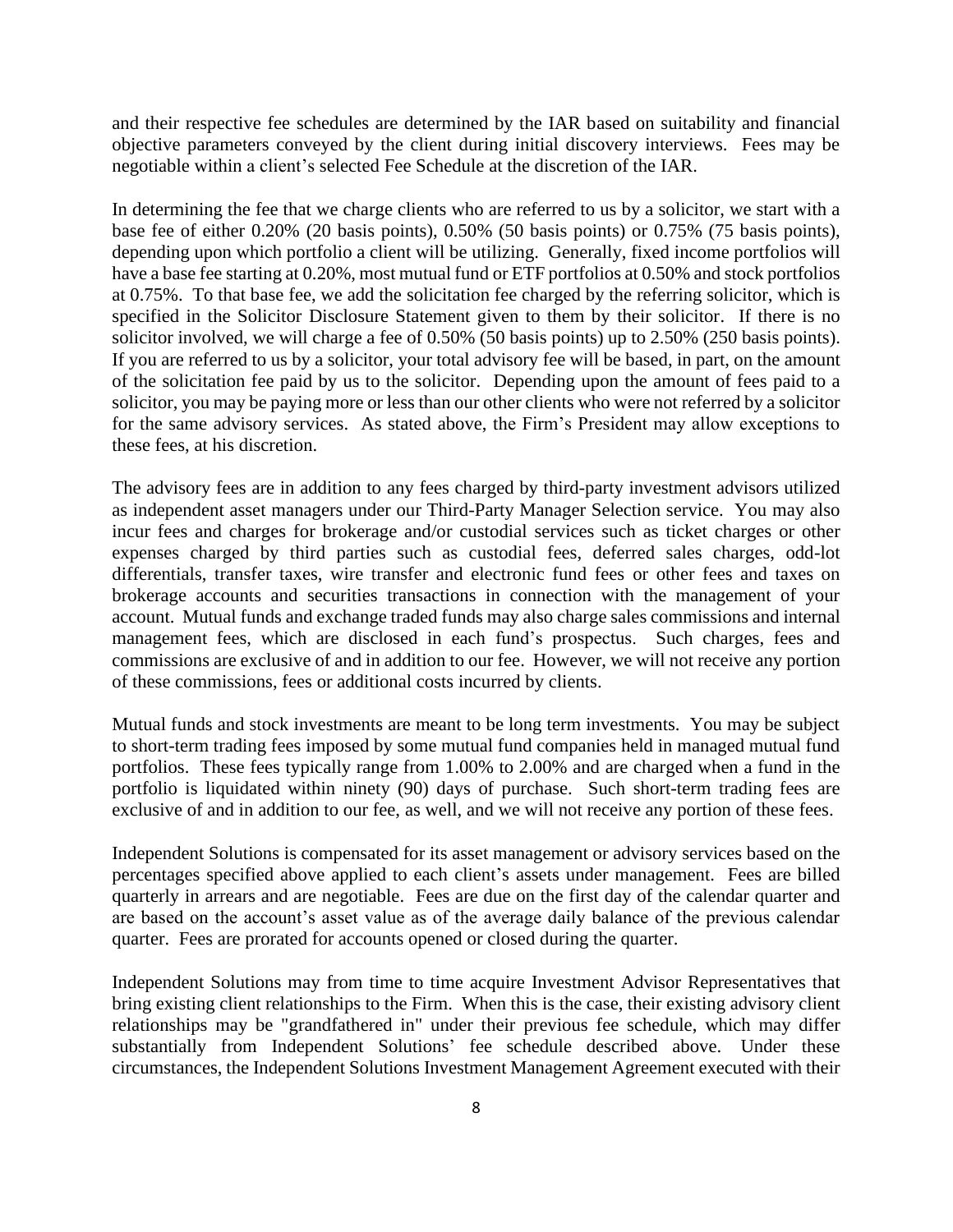and their respective fee schedules are determined by the IAR based on suitability and financial objective parameters conveyed by the client during initial discovery interviews. Fees may be negotiable within a client's selected Fee Schedule at the discretion of the IAR.

In determining the fee that we charge clients who are referred to us by a solicitor, we start with a base fee of either 0.20% (20 basis points), 0.50% (50 basis points) or 0.75% (75 basis points), depending upon which portfolio a client will be utilizing. Generally, fixed income portfolios will have a base fee starting at 0.20%, most mutual fund or ETF portfolios at 0.50% and stock portfolios at 0.75%. To that base fee, we add the solicitation fee charged by the referring solicitor, which is specified in the Solicitor Disclosure Statement given to them by their solicitor. If there is no solicitor involved, we will charge a fee of 0.50% (50 basis points) up to 2.50% (250 basis points). If you are referred to us by a solicitor, your total advisory fee will be based, in part, on the amount of the solicitation fee paid by us to the solicitor. Depending upon the amount of fees paid to a solicitor, you may be paying more or less than our other clients who were not referred by a solicitor for the same advisory services. As stated above, the Firm's President may allow exceptions to these fees, at his discretion.

The advisory fees are in addition to any fees charged by third-party investment advisors utilized as independent asset managers under our Third-Party Manager Selection service. You may also incur fees and charges for brokerage and/or custodial services such as ticket charges or other expenses charged by third parties such as custodial fees, deferred sales charges, odd-lot differentials, transfer taxes, wire transfer and electronic fund fees or other fees and taxes on brokerage accounts and securities transactions in connection with the management of your account. Mutual funds and exchange traded funds may also charge sales commissions and internal management fees, which are disclosed in each fund's prospectus. Such charges, fees and commissions are exclusive of and in addition to our fee. However, we will not receive any portion of these commissions, fees or additional costs incurred by clients.

Mutual funds and stock investments are meant to be long term investments. You may be subject to short-term trading fees imposed by some mutual fund companies held in managed mutual fund portfolios. These fees typically range from 1.00% to 2.00% and are charged when a fund in the portfolio is liquidated within ninety (90) days of purchase. Such short-term trading fees are exclusive of and in addition to our fee, as well, and we will not receive any portion of these fees.

Independent Solutions is compensated for its asset management or advisory services based on the percentages specified above applied to each client's assets under management. Fees are billed quarterly in arrears and are negotiable. Fees are due on the first day of the calendar quarter and are based on the account's asset value as of the average daily balance of the previous calendar quarter. Fees are prorated for accounts opened or closed during the quarter.

Independent Solutions may from time to time acquire Investment Advisor Representatives that bring existing client relationships to the Firm. When this is the case, their existing advisory client relationships may be "grandfathered in" under their previous fee schedule, which may differ substantially from Independent Solutions' fee schedule described above. Under these circumstances, the Independent Solutions Investment Management Agreement executed with their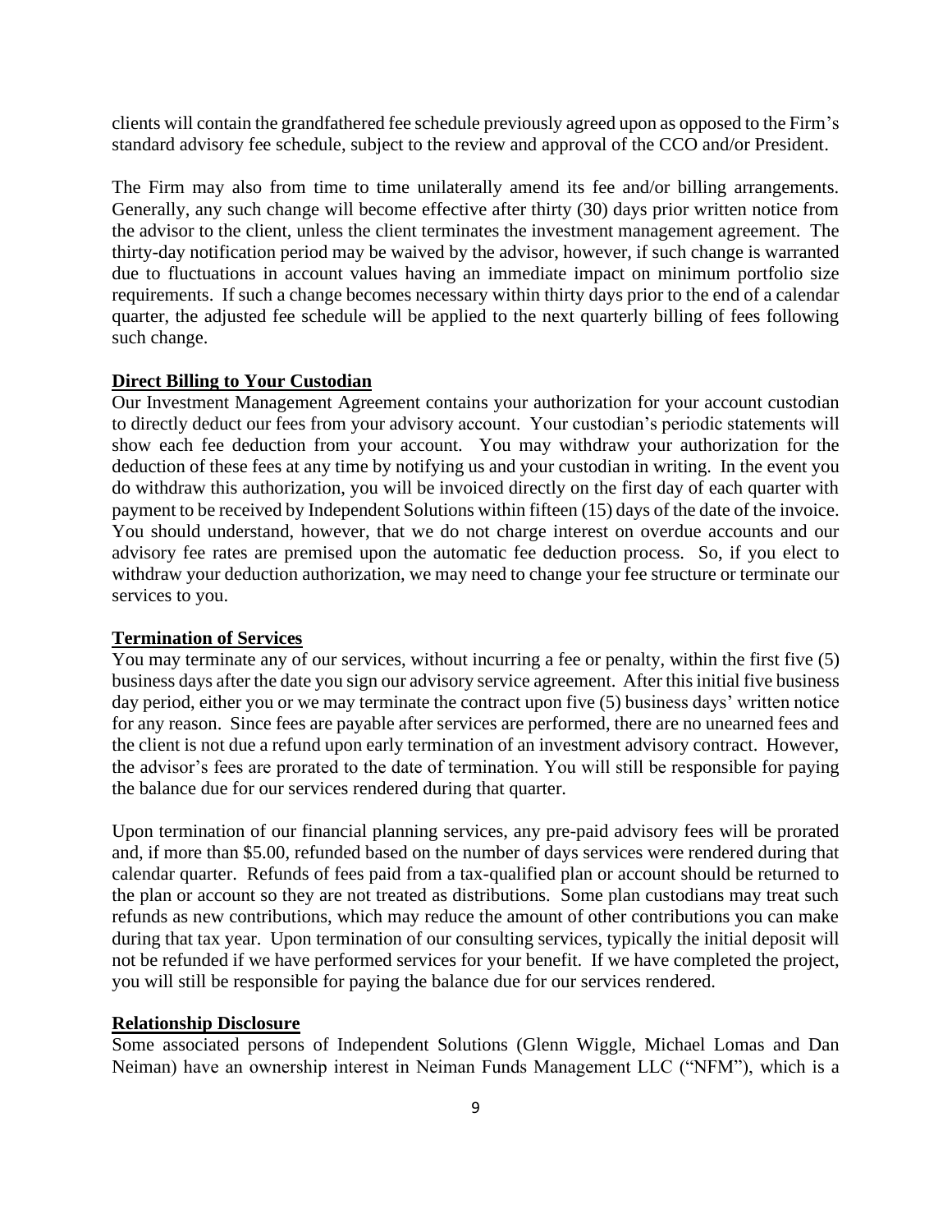clients will contain the grandfathered fee schedule previously agreed upon as opposed to the Firm's standard advisory fee schedule, subject to the review and approval of the CCO and/or President.

The Firm may also from time to time unilaterally amend its fee and/or billing arrangements. Generally, any such change will become effective after thirty (30) days prior written notice from the advisor to the client, unless the client terminates the investment management agreement. The thirty-day notification period may be waived by the advisor, however, if such change is warranted due to fluctuations in account values having an immediate impact on minimum portfolio size requirements. If such a change becomes necessary within thirty days prior to the end of a calendar quarter, the adjusted fee schedule will be applied to the next quarterly billing of fees following such change.

**Direct Billing to Your Custodian**

Our Investment Management Agreement contains your authorization for your account custodian to directly deduct our fees from your advisory account. Your custodian's periodic statements will show each fee deduction from your account. You may withdraw your authorization for the deduction of these fees at any time by notifying us and your custodian in writing. In the event you do withdraw this authorization, you will be invoiced directly on the first day of each quarter with payment to be received by Independent Solutions within fifteen (15) days of the date of the invoice. You should understand, however, that we do not charge interest on overdue accounts and our advisory fee rates are premised upon the automatic fee deduction process. So, if you elect to withdraw your deduction authorization, we may need to change your fee structure or terminate our services to you.

**Termination of Services**

You may terminate any of our services, without incurring a fee or penalty, within the first five (5) business days after the date you sign our advisory service agreement. After this initial five business day period, either you or we may terminate the contract upon five (5) business days' written notice for any reason. Since fees are payable after services are performed, there are no unearned fees and the client is not due a refund upon early termination of an investment advisory contract. However, the advisor's fees are prorated to the date of termination. You will still be responsible for paying the balance due for our services rendered during that quarter.

Upon termination of our financial planning services, any pre-paid advisory fees will be prorated and, if more than $5.00, refunded based on the number of days services were rendered during that calendar quarter. Refunds of fees paid from a tax-qualified plan or account should be returned to the plan or account so they are not treated as distributions. Some plan custodians may treat such refunds as new contributions, which may reduce the amount of other contributions you can make during that tax year. Upon termination of our consulting services, typically the initial deposit will not be refunded if we have performed services for your benefit. If we have completed the project, you will still be responsible for paying the balance due for our services rendered.

**Relationship Disclosure**

Some associated persons of Independent Solutions (Glenn Wiggle, Michael Lomas and Dan Neiman) have an ownership interest in Neiman Funds Management LLC ("NFM"), which is a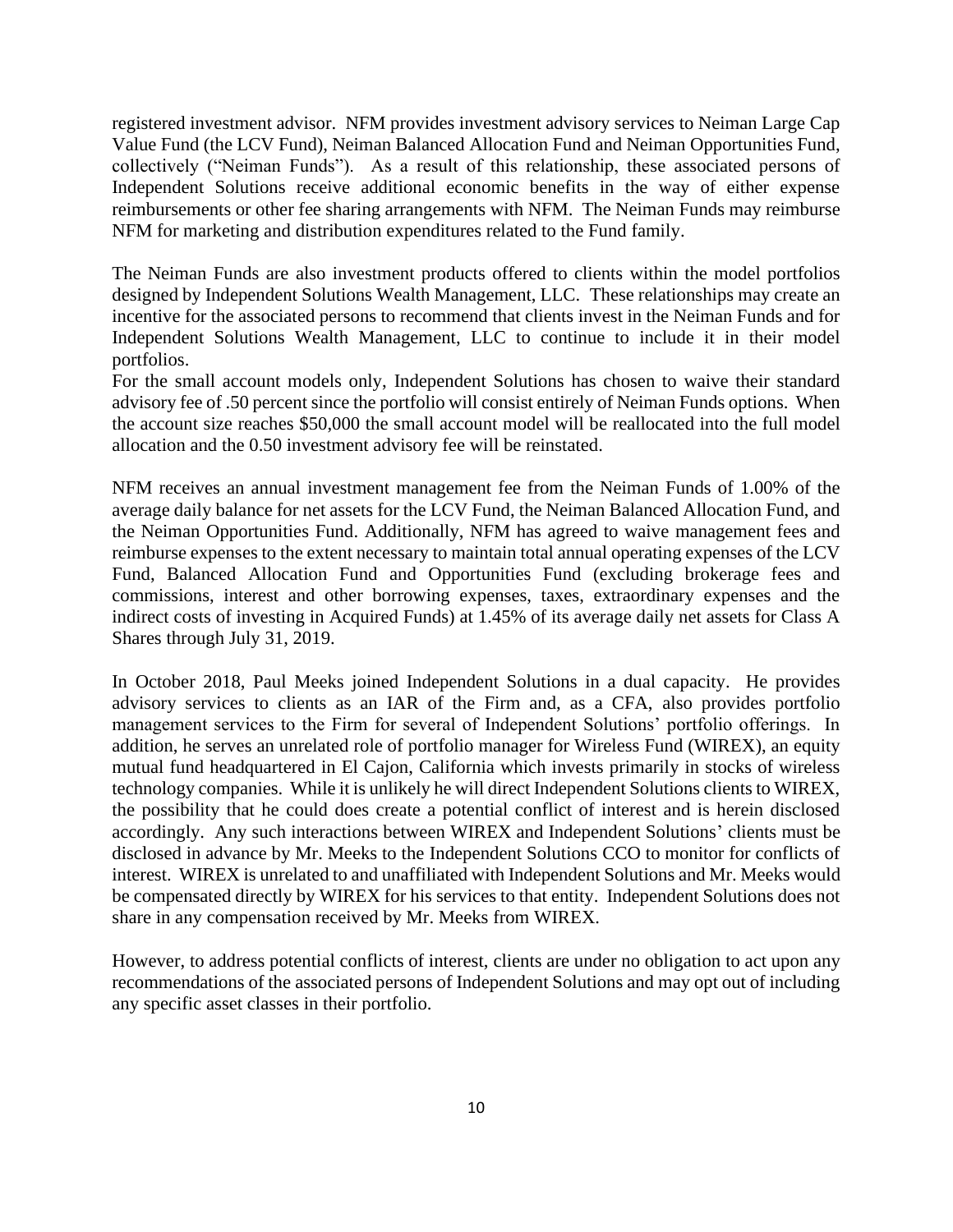registered investment advisor. NFM provides investment advisory services to Neiman Large Cap Value Fund (the LCV Fund), Neiman Balanced Allocation Fund and Neiman Opportunities Fund, collectively ("Neiman Funds"). As a result of this relationship, these associated persons of Independent Solutions receive additional economic benefits in the way of either expense reimbursements or other fee sharing arrangements with NFM. The Neiman Funds may reimburse NFM for marketing and distribution expenditures related to the Fund family.

The Neiman Funds are also investment products offered to clients within the model portfolios designed by Independent Solutions Wealth Management, LLC. These relationships may create an incentive for the associated persons to recommend that clients invest in the Neiman Funds and for Independent Solutions Wealth Management, LLC to continue to include it in their model portfolios.
For the small account models only, Independent Solutions has chosen to waive their standard advisory fee of .50 percent since the portfolio will consist entirely of Neiman Funds options. When the account size reaches $50,000 the small account model will be reallocated into the full model allocation and the 0.50 investment advisory fee will be reinstated.

NFM receives an annual investment management fee from the Neiman Funds of 1.00% of the average daily balance for net assets for the LCV Fund, the Neiman Balanced Allocation Fund, and the Neiman Opportunities Fund. Additionally, NFM has agreed to waive management fees and reimburse expenses to the extent necessary to maintain total annual operating expenses of the LCV Fund, Balanced Allocation Fund and Opportunities Fund (excluding brokerage fees and commissions, interest and other borrowing expenses, taxes, extraordinary expenses and the indirect costs of investing in Acquired Funds) at 1.45% of its average daily net assets for Class A Shares through July 31, 2019.

In October 2018, Paul Meeks joined Independent Solutions in a dual capacity. He provides advisory services to clients as an IAR of the Firm and, as a CFA, also provides portfolio management services to the Firm for several of Independent Solutions' portfolio offerings. In addition, he serves an unrelated role of portfolio manager for Wireless Fund (WIREX), an equity mutual fund headquartered in El Cajon, California which invests primarily in stocks of wireless technology companies. While it is unlikely he will direct Independent Solutions clients to WIREX, the possibility that he could does create a potential conflict of interest and is herein disclosed accordingly. Any such interactions between WIREX and Independent Solutions' clients must be disclosed in advance by Mr. Meeks to the Independent Solutions CCO to monitor for conflicts of interest. WIREX is unrelated to and unaffiliated with Independent Solutions and Mr. Meeks would be compensated directly by WIREX for his services to that entity. Independent Solutions does not share in any compensation received by Mr. Meeks from WIREX.

However, to address potential conflicts of interest, clients are under no obligation to act upon any recommendations of the associated persons of Independent Solutions and may opt out of including any specific asset classes in their portfolio.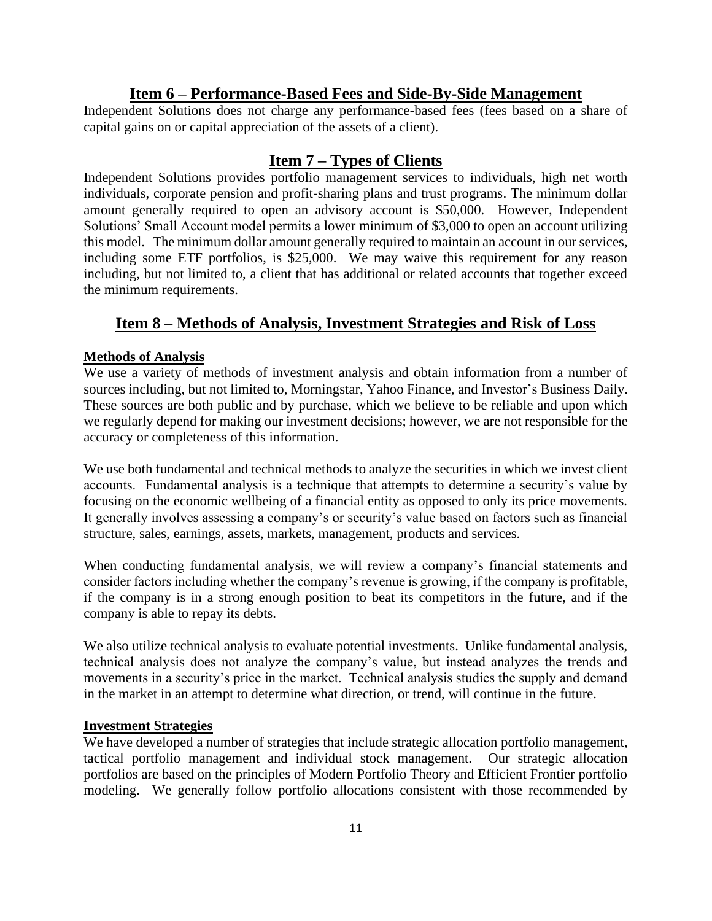## Item 6 – Performance-Based Fees and Side-By-Side Management

Independent Solutions does not charge any performance-based fees (fees based on a share of capital gains on or capital appreciation of the assets of a client).

## Item 7 – Types of Clients

Independent Solutions provides portfolio management services to individuals, high net worth individuals, corporate pension and profit-sharing plans and trust programs. The minimum dollar amount generally required to open an advisory account is $50,000. However, Independent Solutions' Small Account model permits a lower minimum of $3,000 to open an account utilizing this model. The minimum dollar amount generally required to maintain an account in our services, including some ETF portfolios, is $25,000. We may waive this requirement for any reason including, but not limited to, a client that has additional or related accounts that together exceed the minimum requirements.

## Item 8 – Methods of Analysis, Investment Strategies and Risk of Loss

**Methods of Analysis**

We use a variety of methods of investment analysis and obtain information from a number of sources including, but not limited to, Morningstar, Yahoo Finance, and Investor's Business Daily. These sources are both public and by purchase, which we believe to be reliable and upon which we regularly depend for making our investment decisions; however, we are not responsible for the accuracy or completeness of this information.

We use both fundamental and technical methods to analyze the securities in which we invest client accounts. Fundamental analysis is a technique that attempts to determine a security's value by focusing on the economic wellbeing of a financial entity as opposed to only its price movements. It generally involves assessing a company's or security's value based on factors such as financial structure, sales, earnings, assets, markets, management, products and services.

When conducting fundamental analysis, we will review a company's financial statements and consider factors including whether the company's revenue is growing, if the company is profitable, if the company is in a strong enough position to beat its competitors in the future, and if the company is able to repay its debts.

We also utilize technical analysis to evaluate potential investments. Unlike fundamental analysis, technical analysis does not analyze the company's value, but instead analyzes the trends and movements in a security's price in the market. Technical analysis studies the supply and demand in the market in an attempt to determine what direction, or trend, will continue in the future.

**Investment Strategies**

We have developed a number of strategies that include strategic allocation portfolio management, tactical portfolio management and individual stock management. Our strategic allocation portfolios are based on the principles of Modern Portfolio Theory and Efficient Frontier portfolio modeling. We generally follow portfolio allocations consistent with those recommended by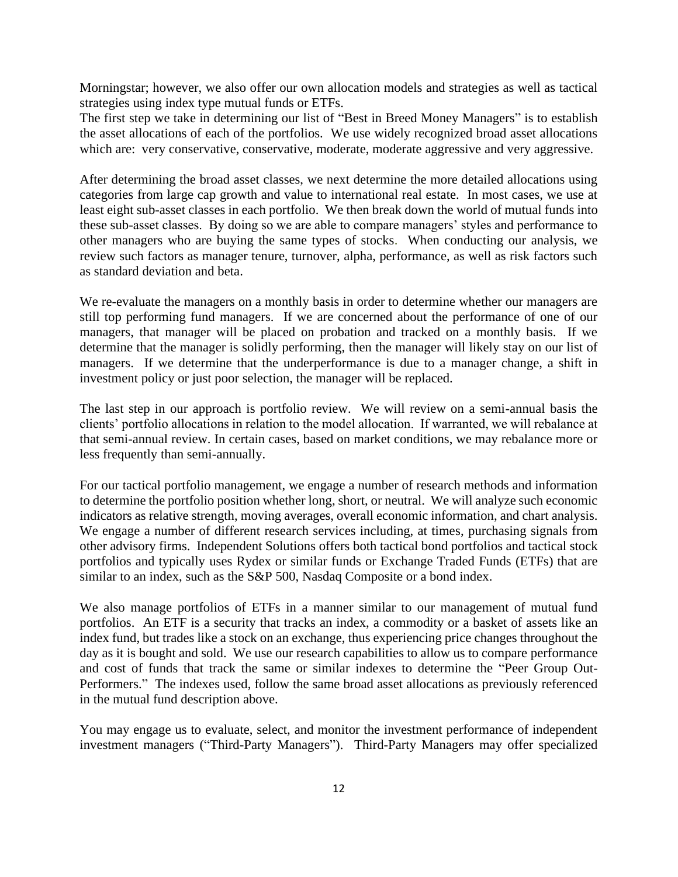Morningstar; however, we also offer our own allocation models and strategies as well as tactical strategies using index type mutual funds or ETFs.
The first step we take in determining our list of "Best in Breed Money Managers" is to establish the asset allocations of each of the portfolios. We use widely recognized broad asset allocations which are: very conservative, conservative, moderate, moderate aggressive and very aggressive.

After determining the broad asset classes, we next determine the more detailed allocations using categories from large cap growth and value to international real estate. In most cases, we use at least eight sub-asset classes in each portfolio. We then break down the world of mutual funds into these sub-asset classes. By doing so we are able to compare managers' styles and performance to other managers who are buying the same types of stocks. When conducting our analysis, we review such factors as manager tenure, turnover, alpha, performance, as well as risk factors such as standard deviation and beta.

We re-evaluate the managers on a monthly basis in order to determine whether our managers are still top performing fund managers. If we are concerned about the performance of one of our managers, that manager will be placed on probation and tracked on a monthly basis. If we determine that the manager is solidly performing, then the manager will likely stay on our list of managers. If we determine that the underperformance is due to a manager change, a shift in investment policy or just poor selection, the manager will be replaced.

The last step in our approach is portfolio review. We will review on a semi-annual basis the clients' portfolio allocations in relation to the model allocation. If warranted, we will rebalance at that semi-annual review. In certain cases, based on market conditions, we may rebalance more or less frequently than semi-annually.

For our tactical portfolio management, we engage a number of research methods and information to determine the portfolio position whether long, short, or neutral. We will analyze such economic indicators as relative strength, moving averages, overall economic information, and chart analysis. We engage a number of different research services including, at times, purchasing signals from other advisory firms. Independent Solutions offers both tactical bond portfolios and tactical stock portfolios and typically uses Rydex or similar funds or Exchange Traded Funds (ETFs) that are similar to an index, such as the S&P 500, Nasdaq Composite or a bond index.

We also manage portfolios of ETFs in a manner similar to our management of mutual fund portfolios. An ETF is a security that tracks an index, a commodity or a basket of assets like an index fund, but trades like a stock on an exchange, thus experiencing price changes throughout the day as it is bought and sold. We use our research capabilities to allow us to compare performance and cost of funds that track the same or similar indexes to determine the "Peer Group Out-Performers." The indexes used, follow the same broad asset allocations as previously referenced in the mutual fund description above.

You may engage us to evaluate, select, and monitor the investment performance of independent investment managers ("Third-Party Managers"). Third-Party Managers may offer specialized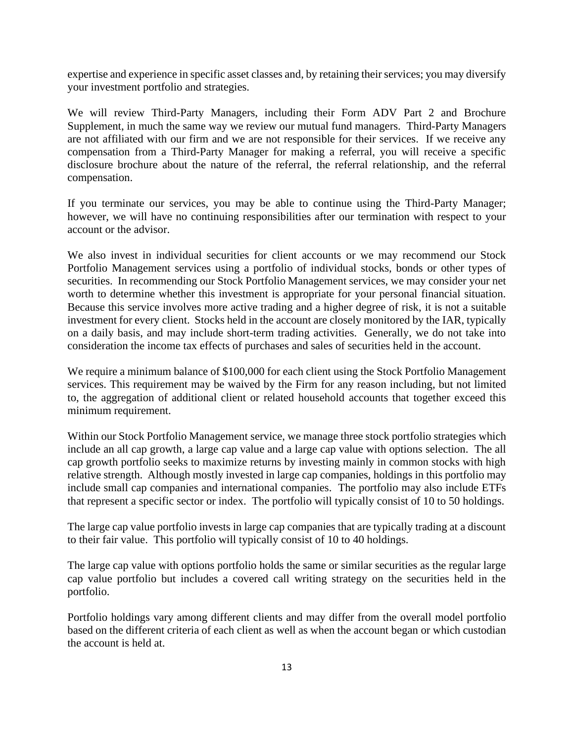expertise and experience in specific asset classes and, by retaining their services; you may diversify your investment portfolio and strategies.

We will review Third-Party Managers, including their Form ADV Part 2 and Brochure Supplement, in much the same way we review our mutual fund managers. Third-Party Managers are not affiliated with our firm and we are not responsible for their services. If we receive any compensation from a Third-Party Manager for making a referral, you will receive a specific disclosure brochure about the nature of the referral, the referral relationship, and the referral compensation.

If you terminate our services, you may be able to continue using the Third-Party Manager; however, we will have no continuing responsibilities after our termination with respect to your account or the advisor.

We also invest in individual securities for client accounts or we may recommend our Stock Portfolio Management services using a portfolio of individual stocks, bonds or other types of securities. In recommending our Stock Portfolio Management services, we may consider your net worth to determine whether this investment is appropriate for your personal financial situation. Because this service involves more active trading and a higher degree of risk, it is not a suitable investment for every client. Stocks held in the account are closely monitored by the IAR, typically on a daily basis, and may include short-term trading activities. Generally, we do not take into consideration the income tax effects of purchases and sales of securities held in the account.

We require a minimum balance of $100,000 for each client using the Stock Portfolio Management services. This requirement may be waived by the Firm for any reason including, but not limited to, the aggregation of additional client or related household accounts that together exceed this minimum requirement.

Within our Stock Portfolio Management service, we manage three stock portfolio strategies which include an all cap growth, a large cap value and a large cap value with options selection. The all cap growth portfolio seeks to maximize returns by investing mainly in common stocks with high relative strength. Although mostly invested in large cap companies, holdings in this portfolio may include small cap companies and international companies. The portfolio may also include ETFs that represent a specific sector or index. The portfolio will typically consist of 10 to 50 holdings.

The large cap value portfolio invests in large cap companies that are typically trading at a discount to their fair value. This portfolio will typically consist of 10 to 40 holdings.

The large cap value with options portfolio holds the same or similar securities as the regular large cap value portfolio but includes a covered call writing strategy on the securities held in the portfolio.

Portfolio holdings vary among different clients and may differ from the overall model portfolio based on the different criteria of each client as well as when the account began or which custodian the account is held at.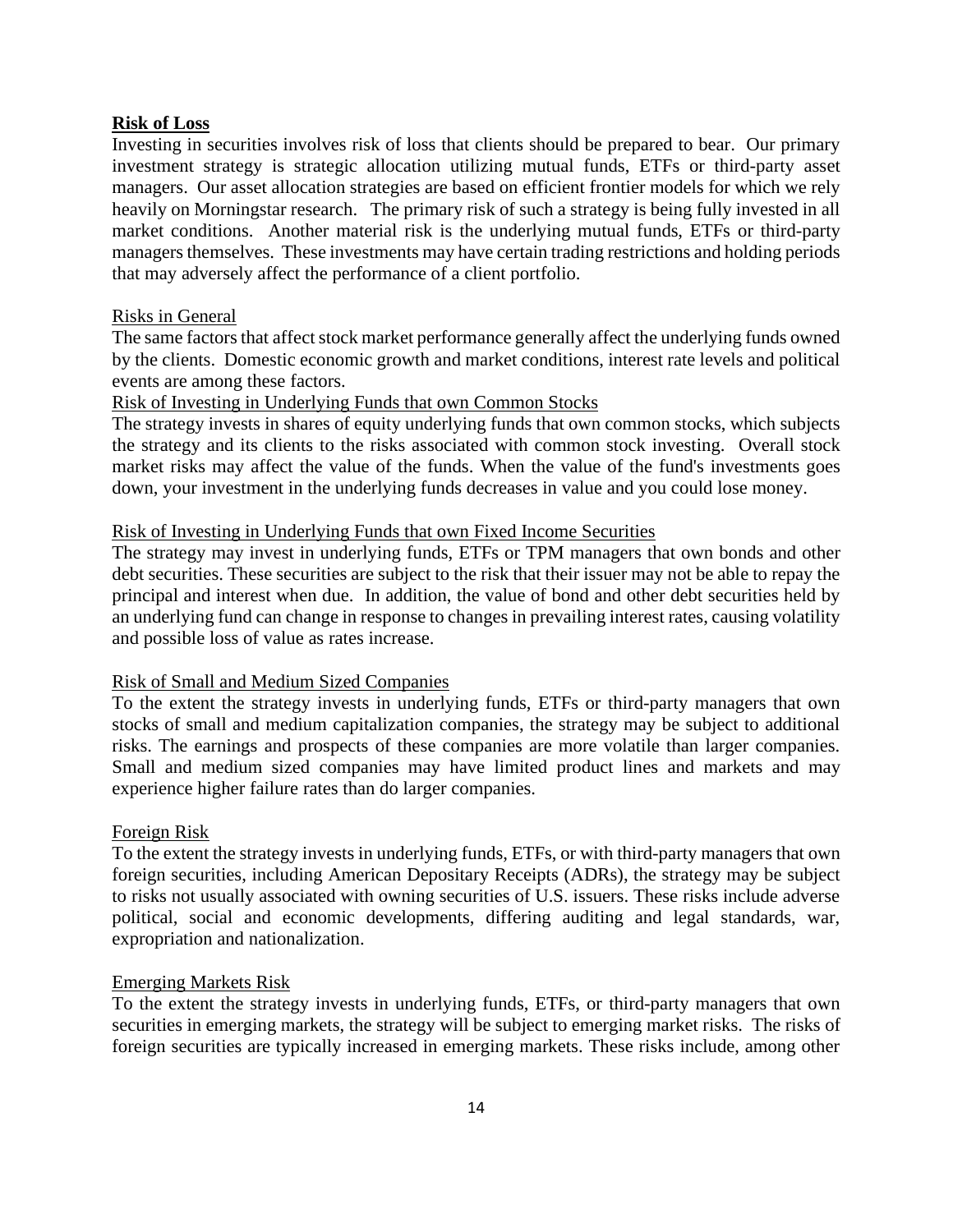**Risk of Loss**

Investing in securities involves risk of loss that clients should be prepared to bear. Our primary investment strategy is strategic allocation utilizing mutual funds, ETFs or third-party asset managers. Our asset allocation strategies are based on efficient frontier models for which we rely heavily on Morningstar research. The primary risk of such a strategy is being fully invested in all market conditions. Another material risk is the underlying mutual funds, ETFs or third-party managers themselves. These investments may have certain trading restrictions and holding periods that may adversely affect the performance of a client portfolio.

Risks in General

The same factors that affect stock market performance generally affect the underlying funds owned by the clients. Domestic economic growth and market conditions, interest rate levels and political events are among these factors.

Risk of Investing in Underlying Funds that own Common Stocks

The strategy invests in shares of equity underlying funds that own common stocks, which subjects the strategy and its clients to the risks associated with common stock investing. Overall stock market risks may affect the value of the funds. When the value of the fund's investments goes down, your investment in the underlying funds decreases in value and you could lose money.

Risk of Investing in Underlying Funds that own Fixed Income Securities

The strategy may invest in underlying funds, ETFs or TPM managers that own bonds and other debt securities. These securities are subject to the risk that their issuer may not be able to repay the principal and interest when due. In addition, the value of bond and other debt securities held by an underlying fund can change in response to changes in prevailing interest rates, causing volatility and possible loss of value as rates increase.

Risk of Small and Medium Sized Companies

To the extent the strategy invests in underlying funds, ETFs or third-party managers that own stocks of small and medium capitalization companies, the strategy may be subject to additional risks. The earnings and prospects of these companies are more volatile than larger companies. Small and medium sized companies may have limited product lines and markets and may experience higher failure rates than do larger companies.

Foreign Risk

To the extent the strategy invests in underlying funds, ETFs, or with third-party managers that own foreign securities, including American Depositary Receipts (ADRs), the strategy may be subject to risks not usually associated with owning securities of U.S. issuers. These risks include adverse political, social and economic developments, differing auditing and legal standards, war, expropriation and nationalization.

Emerging Markets Risk

To the extent the strategy invests in underlying funds, ETFs, or third-party managers that own securities in emerging markets, the strategy will be subject to emerging market risks. The risks of foreign securities are typically increased in emerging markets. These risks include, among other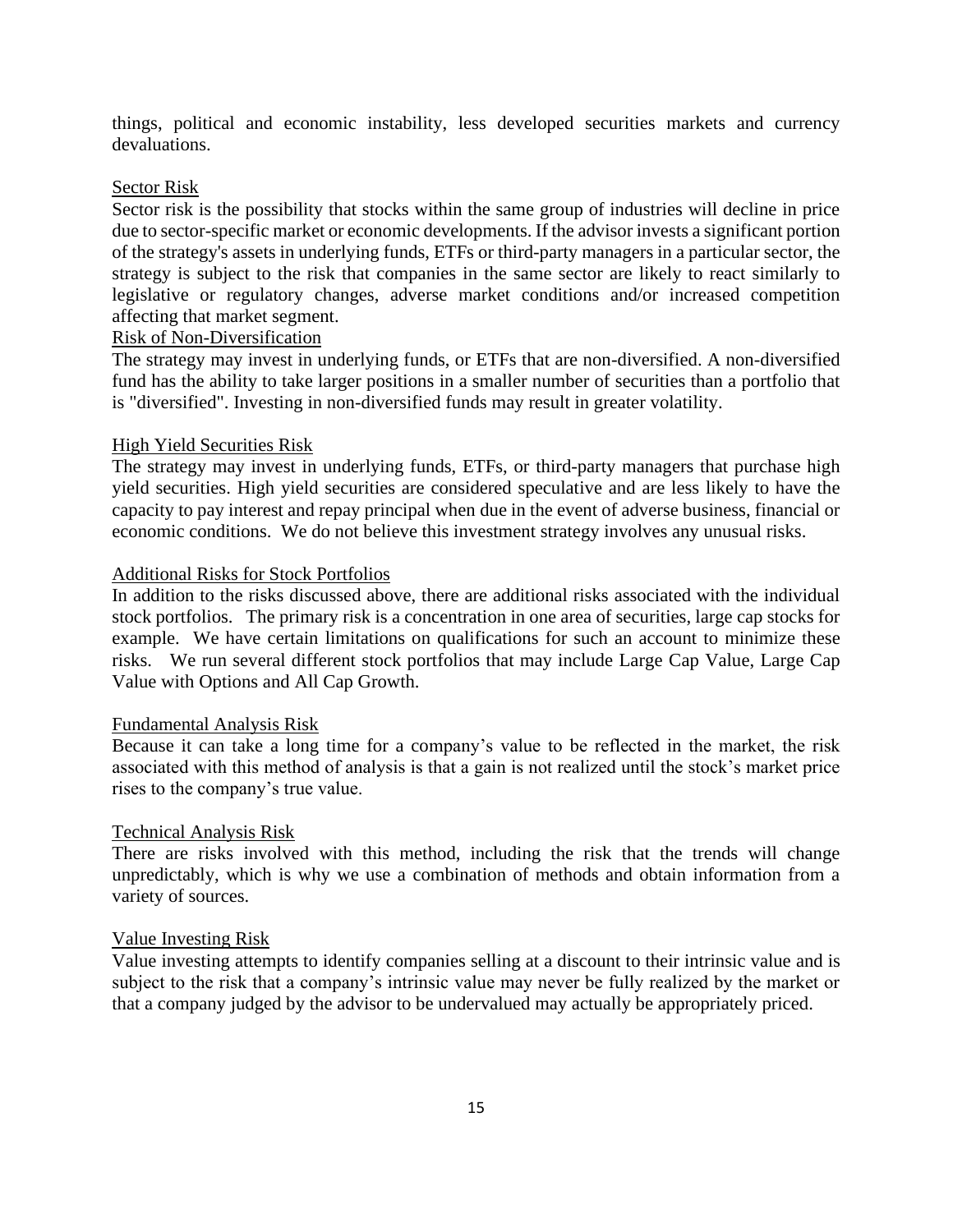things, political and economic instability, less developed securities markets and currency devaluations.

Sector Risk

Sector risk is the possibility that stocks within the same group of industries will decline in price due to sector-specific market or economic developments. If the advisor invests a significant portion of the strategy's assets in underlying funds, ETFs or third-party managers in a particular sector, the strategy is subject to the risk that companies in the same sector are likely to react similarly to legislative or regulatory changes, adverse market conditions and/or increased competition affecting that market segment.

Risk of Non-Diversification

The strategy may invest in underlying funds, or ETFs that are non-diversified. A non-diversified fund has the ability to take larger positions in a smaller number of securities than a portfolio that is "diversified". Investing in non-diversified funds may result in greater volatility.

High Yield Securities Risk

The strategy may invest in underlying funds, ETFs, or third-party managers that purchase high yield securities. High yield securities are considered speculative and are less likely to have the capacity to pay interest and repay principal when due in the event of adverse business, financial or economic conditions. We do not believe this investment strategy involves any unusual risks.

Additional Risks for Stock Portfolios

In addition to the risks discussed above, there are additional risks associated with the individual stock portfolios. The primary risk is a concentration in one area of securities, large cap stocks for example. We have certain limitations on qualifications for such an account to minimize these risks. We run several different stock portfolios that may include Large Cap Value, Large Cap Value with Options and All Cap Growth.

Fundamental Analysis Risk

Because it can take a long time for a company's value to be reflected in the market, the risk associated with this method of analysis is that a gain is not realized until the stock's market price rises to the company's true value.

Technical Analysis Risk

There are risks involved with this method, including the risk that the trends will change unpredictably, which is why we use a combination of methods and obtain information from a variety of sources.

Value Investing Risk

Value investing attempts to identify companies selling at a discount to their intrinsic value and is subject to the risk that a company's intrinsic value may never be fully realized by the market or that a company judged by the advisor to be undervalued may actually be appropriately priced.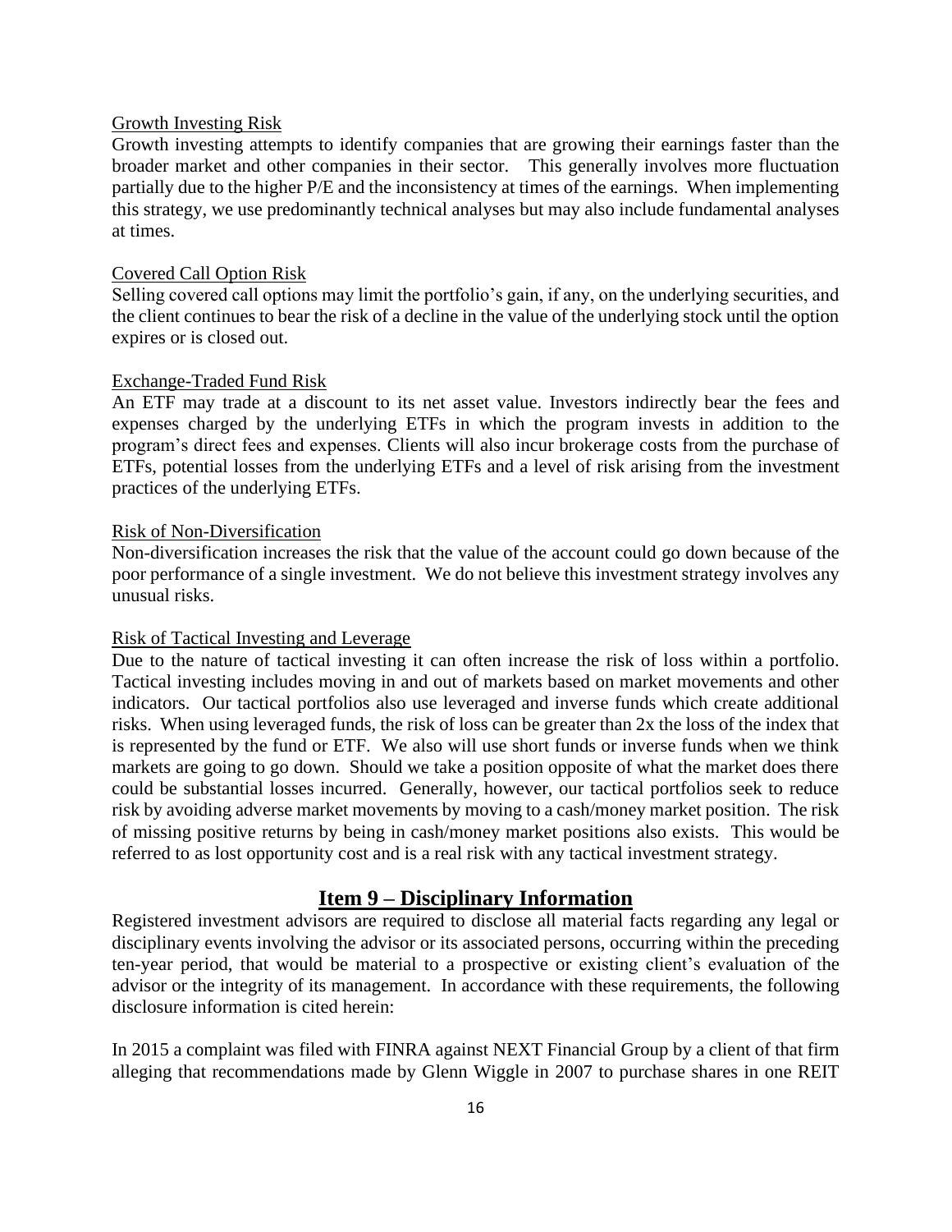Growth Investing Risk

Growth investing attempts to identify companies that are growing their earnings faster than the broader market and other companies in their sector. This generally involves more fluctuation partially due to the higher P/E and the inconsistency at times of the earnings. When implementing this strategy, we use predominantly technical analyses but may also include fundamental analyses at times.

Covered Call Option Risk

Selling covered call options may limit the portfolio's gain, if any, on the underlying securities, and the client continues to bear the risk of a decline in the value of the underlying stock until the option expires or is closed out.

Exchange-Traded Fund Risk

An ETF may trade at a discount to its net asset value. Investors indirectly bear the fees and expenses charged by the underlying ETFs in which the program invests in addition to the program's direct fees and expenses. Clients will also incur brokerage costs from the purchase of ETFs, potential losses from the underlying ETFs and a level of risk arising from the investment practices of the underlying ETFs.

Risk of Non-Diversification

Non-diversification increases the risk that the value of the account could go down because of the poor performance of a single investment. We do not believe this investment strategy involves any unusual risks.

Risk of Tactical Investing and Leverage

Due to the nature of tactical investing it can often increase the risk of loss within a portfolio. Tactical investing includes moving in and out of markets based on market movements and other indicators. Our tactical portfolios also use leveraged and inverse funds which create additional risks. When using leveraged funds, the risk of loss can be greater than 2x the loss of the index that is represented by the fund or ETF. We also will use short funds or inverse funds when we think markets are going to go down. Should we take a position opposite of what the market does there could be substantial losses incurred. Generally, however, our tactical portfolios seek to reduce risk by avoiding adverse market movements by moving to a cash/money market position. The risk of missing positive returns by being in cash/money market positions also exists. This would be referred to as lost opportunity cost and is a real risk with any tactical investment strategy.

## Item 9 – Disciplinary Information

Registered investment advisors are required to disclose all material facts regarding any legal or disciplinary events involving the advisor or its associated persons, occurring within the preceding ten-year period, that would be material to a prospective or existing client's evaluation of the advisor or the integrity of its management. In accordance with these requirements, the following disclosure information is cited herein:

In 2015 a complaint was filed with FINRA against NEXT Financial Group by a client of that firm alleging that recommendations made by Glenn Wiggle in 2007 to purchase shares in one REIT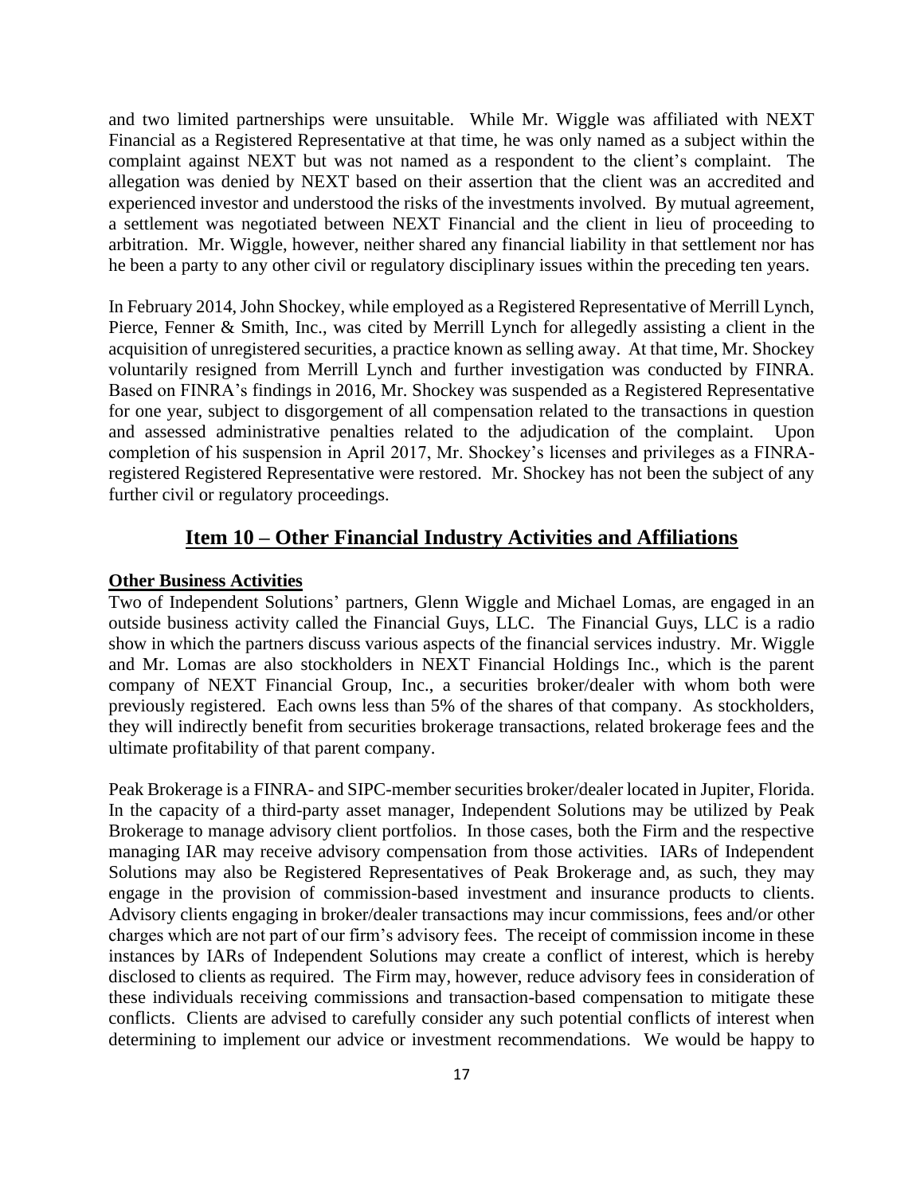and two limited partnerships were unsuitable. While Mr. Wiggle was affiliated with NEXT Financial as a Registered Representative at that time, he was only named as a subject within the complaint against NEXT but was not named as a respondent to the client's complaint. The allegation was denied by NEXT based on their assertion that the client was an accredited and experienced investor and understood the risks of the investments involved. By mutual agreement, a settlement was negotiated between NEXT Financial and the client in lieu of proceeding to arbitration. Mr. Wiggle, however, neither shared any financial liability in that settlement nor has he been a party to any other civil or regulatory disciplinary issues within the preceding ten years.

In February 2014, John Shockey, while employed as a Registered Representative of Merrill Lynch, Pierce, Fenner & Smith, Inc., was cited by Merrill Lynch for allegedly assisting a client in the acquisition of unregistered securities, a practice known as selling away. At that time, Mr. Shockey voluntarily resigned from Merrill Lynch and further investigation was conducted by FINRA. Based on FINRA's findings in 2016, Mr. Shockey was suspended as a Registered Representative for one year, subject to disgorgement of all compensation related to the transactions in question and assessed administrative penalties related to the adjudication of the complaint. Upon completion of his suspension in April 2017, Mr. Shockey's licenses and privileges as a FINRA-registered Registered Representative were restored. Mr. Shockey has not been the subject of any further civil or regulatory proceedings.

## Item 10 – Other Financial Industry Activities and Affiliations

**Other Business Activities**

Two of Independent Solutions' partners, Glenn Wiggle and Michael Lomas, are engaged in an outside business activity called the Financial Guys, LLC. The Financial Guys, LLC is a radio show in which the partners discuss various aspects of the financial services industry. Mr. Wiggle and Mr. Lomas are also stockholders in NEXT Financial Holdings Inc., which is the parent company of NEXT Financial Group, Inc., a securities broker/dealer with whom both were previously registered. Each owns less than 5% of the shares of that company. As stockholders, they will indirectly benefit from securities brokerage transactions, related brokerage fees and the ultimate profitability of that parent company.

Peak Brokerage is a FINRA- and SIPC-member securities broker/dealer located in Jupiter, Florida. In the capacity of a third-party asset manager, Independent Solutions may be utilized by Peak Brokerage to manage advisory client portfolios. In those cases, both the Firm and the respective managing IAR may receive advisory compensation from those activities. IARs of Independent Solutions may also be Registered Representatives of Peak Brokerage and, as such, they may engage in the provision of commission-based investment and insurance products to clients. Advisory clients engaging in broker/dealer transactions may incur commissions, fees and/or other charges which are not part of our firm's advisory fees. The receipt of commission income in these instances by IARs of Independent Solutions may create a conflict of interest, which is hereby disclosed to clients as required. The Firm may, however, reduce advisory fees in consideration of these individuals receiving commissions and transaction-based compensation to mitigate these conflicts. Clients are advised to carefully consider any such potential conflicts of interest when determining to implement our advice or investment recommendations. We would be happy to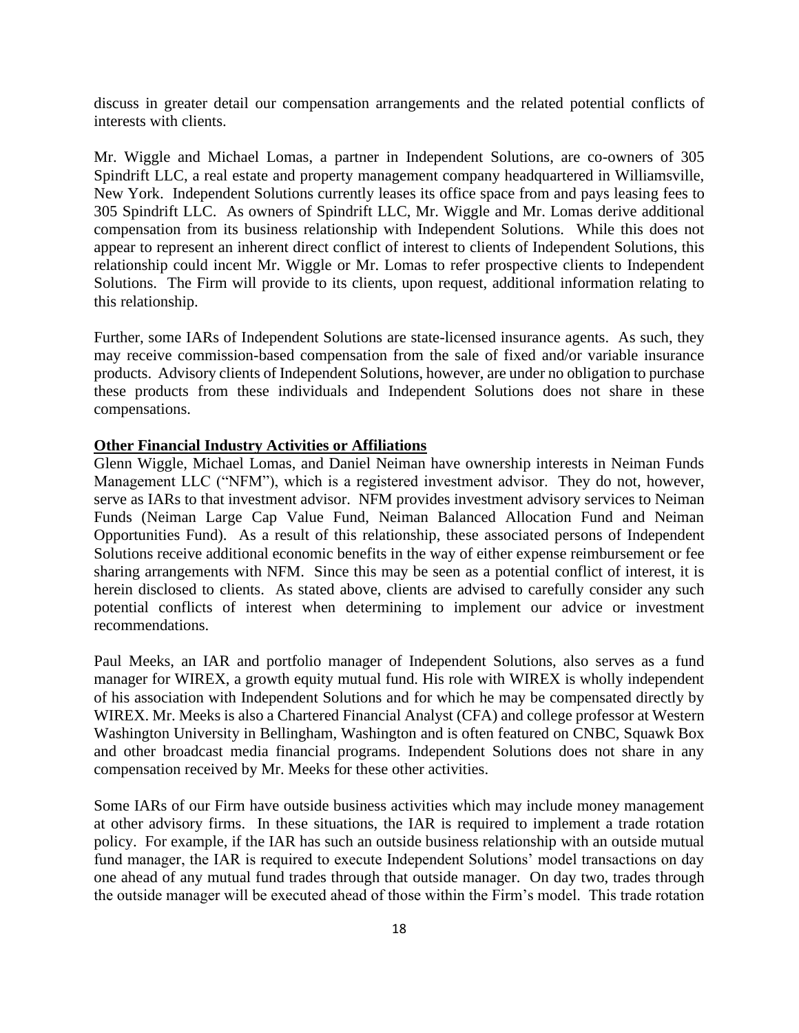discuss in greater detail our compensation arrangements and the related potential conflicts of interests with clients.

Mr. Wiggle and Michael Lomas, a partner in Independent Solutions, are co-owners of 305 Spindrift LLC, a real estate and property management company headquartered in Williamsville, New York. Independent Solutions currently leases its office space from and pays leasing fees to 305 Spindrift LLC. As owners of Spindrift LLC, Mr. Wiggle and Mr. Lomas derive additional compensation from its business relationship with Independent Solutions. While this does not appear to represent an inherent direct conflict of interest to clients of Independent Solutions, this relationship could incent Mr. Wiggle or Mr. Lomas to refer prospective clients to Independent Solutions. The Firm will provide to its clients, upon request, additional information relating to this relationship.

Further, some IARs of Independent Solutions are state-licensed insurance agents. As such, they may receive commission-based compensation from the sale of fixed and/or variable insurance products. Advisory clients of Independent Solutions, however, are under no obligation to purchase these products from these individuals and Independent Solutions does not share in these compensations.

**Other Financial Industry Activities or Affiliations**

Glenn Wiggle, Michael Lomas, and Daniel Neiman have ownership interests in Neiman Funds Management LLC ("NFM"), which is a registered investment advisor. They do not, however, serve as IARs to that investment advisor. NFM provides investment advisory services to Neiman Funds (Neiman Large Cap Value Fund, Neiman Balanced Allocation Fund and Neiman Opportunities Fund). As a result of this relationship, these associated persons of Independent Solutions receive additional economic benefits in the way of either expense reimbursement or fee sharing arrangements with NFM. Since this may be seen as a potential conflict of interest, it is herein disclosed to clients. As stated above, clients are advised to carefully consider any such potential conflicts of interest when determining to implement our advice or investment recommendations.

Paul Meeks, an IAR and portfolio manager of Independent Solutions, also serves as a fund manager for WIREX, a growth equity mutual fund. His role with WIREX is wholly independent of his association with Independent Solutions and for which he may be compensated directly by WIREX. Mr. Meeks is also a Chartered Financial Analyst (CFA) and college professor at Western Washington University in Bellingham, Washington and is often featured on CNBC, Squawk Box and other broadcast media financial programs. Independent Solutions does not share in any compensation received by Mr. Meeks for these other activities.

Some IARs of our Firm have outside business activities which may include money management at other advisory firms. In these situations, the IAR is required to implement a trade rotation policy. For example, if the IAR has such an outside business relationship with an outside mutual fund manager, the IAR is required to execute Independent Solutions' model transactions on day one ahead of any mutual fund trades through that outside manager. On day two, trades through the outside manager will be executed ahead of those within the Firm's model. This trade rotation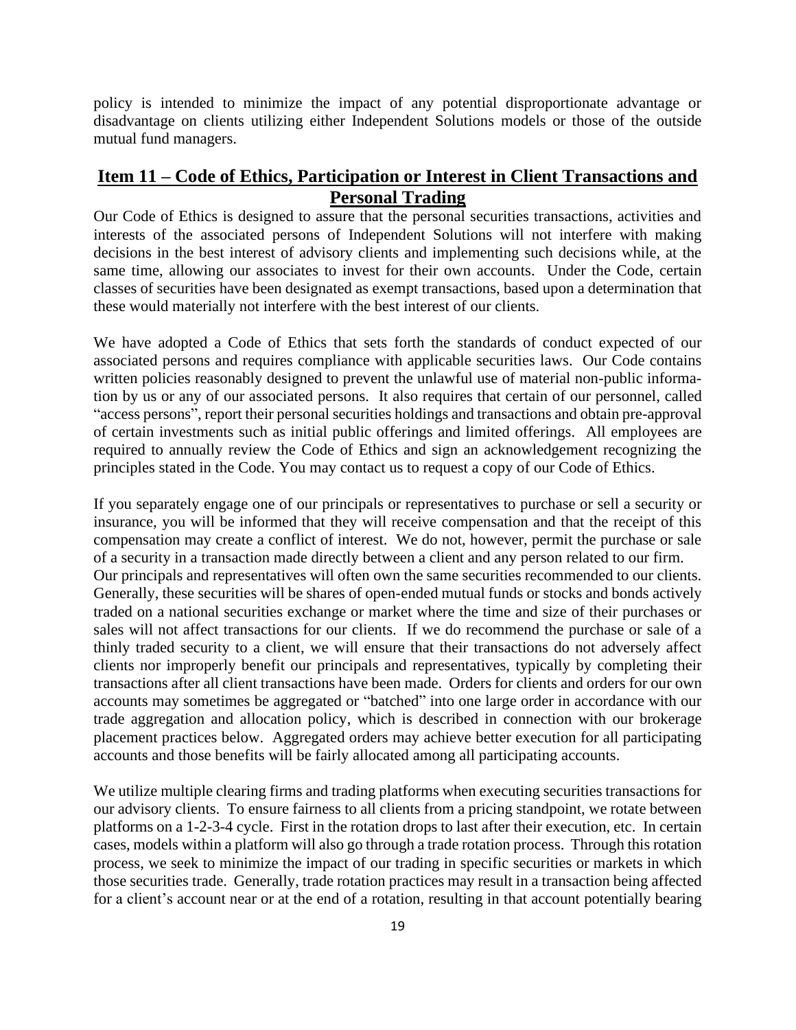policy is intended to minimize the impact of any potential disproportionate advantage or disadvantage on clients utilizing either Independent Solutions models or those of the outside mutual fund managers.

## Item 11 – Code of Ethics, Participation or Interest in Client Transactions and Personal Trading

Our Code of Ethics is designed to assure that the personal securities transactions, activities and interests of the associated persons of Independent Solutions will not interfere with making decisions in the best interest of advisory clients and implementing such decisions while, at the same time, allowing our associates to invest for their own accounts. Under the Code, certain classes of securities have been designated as exempt transactions, based upon a determination that these would materially not interfere with the best interest of our clients.

We have adopted a Code of Ethics that sets forth the standards of conduct expected of our associated persons and requires compliance with applicable securities laws. Our Code contains written policies reasonably designed to prevent the unlawful use of material non-public information by us or any of our associated persons. It also requires that certain of our personnel, called "access persons", report their personal securities holdings and transactions and obtain pre-approval of certain investments such as initial public offerings and limited offerings. All employees are required to annually review the Code of Ethics and sign an acknowledgement recognizing the principles stated in the Code. You may contact us to request a copy of our Code of Ethics.

If you separately engage one of our principals or representatives to purchase or sell a security or insurance, you will be informed that they will receive compensation and that the receipt of this compensation may create a conflict of interest. We do not, however, permit the purchase or sale of a security in a transaction made directly between a client and any person related to our firm. Our principals and representatives will often own the same securities recommended to our clients. Generally, these securities will be shares of open-ended mutual funds or stocks and bonds actively traded on a national securities exchange or market where the time and size of their purchases or sales will not affect transactions for our clients. If we do recommend the purchase or sale of a thinly traded security to a client, we will ensure that their transactions do not adversely affect clients nor improperly benefit our principals and representatives, typically by completing their transactions after all client transactions have been made. Orders for clients and orders for our own accounts may sometimes be aggregated or "batched" into one large order in accordance with our trade aggregation and allocation policy, which is described in connection with our brokerage placement practices below. Aggregated orders may achieve better execution for all participating accounts and those benefits will be fairly allocated among all participating accounts.

We utilize multiple clearing firms and trading platforms when executing securities transactions for our advisory clients. To ensure fairness to all clients from a pricing standpoint, we rotate between platforms on a 1-2-3-4 cycle. First in the rotation drops to last after their execution, etc. In certain cases, models within a platform will also go through a trade rotation process. Through this rotation process, we seek to minimize the impact of our trading in specific securities or markets in which those securities trade. Generally, trade rotation practices may result in a transaction being affected for a client's account near or at the end of a rotation, resulting in that account potentially bearing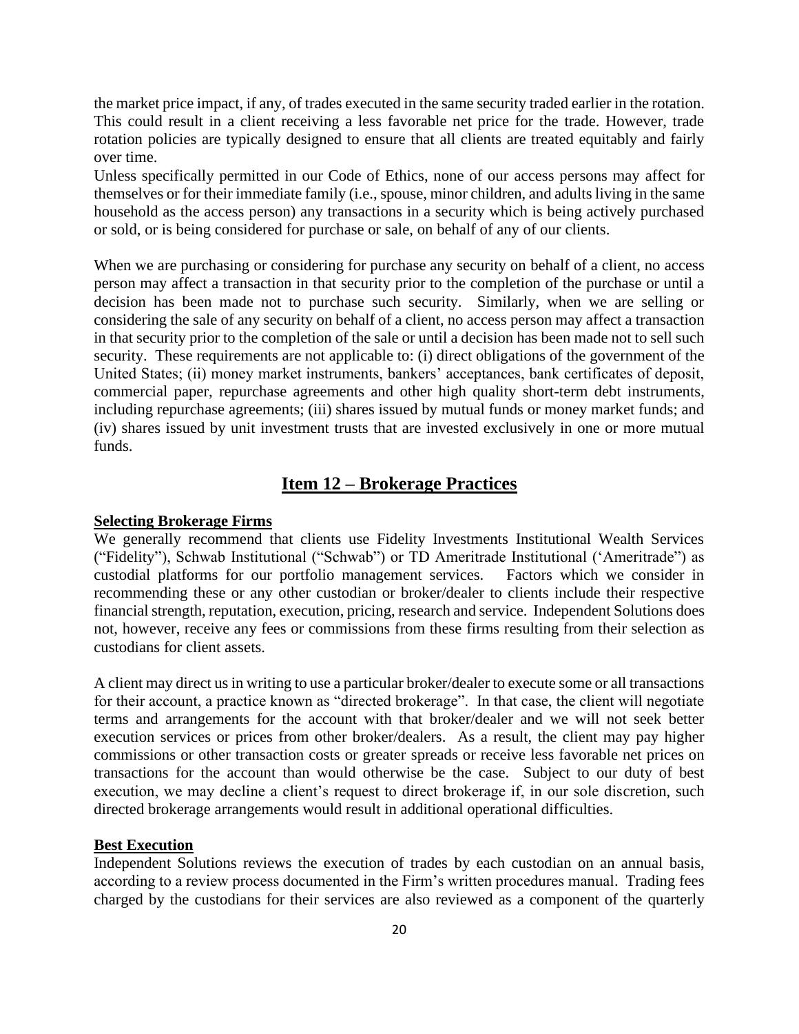the market price impact, if any, of trades executed in the same security traded earlier in the rotation. This could result in a client receiving a less favorable net price for the trade. However, trade rotation policies are typically designed to ensure that all clients are treated equitably and fairly over time.

Unless specifically permitted in our Code of Ethics, none of our access persons may affect for themselves or for their immediate family (i.e., spouse, minor children, and adults living in the same household as the access person) any transactions in a security which is being actively purchased or sold, or is being considered for purchase or sale, on behalf of any of our clients.

When we are purchasing or considering for purchase any security on behalf of a client, no access person may affect a transaction in that security prior to the completion of the purchase or until a decision has been made not to purchase such security. Similarly, when we are selling or considering the sale of any security on behalf of a client, no access person may affect a transaction in that security prior to the completion of the sale or until a decision has been made not to sell such security. These requirements are not applicable to: (i) direct obligations of the government of the United States; (ii) money market instruments, bankers' acceptances, bank certificates of deposit, commercial paper, repurchase agreements and other high quality short-term debt instruments, including repurchase agreements; (iii) shares issued by mutual funds or money market funds; and (iv) shares issued by unit investment trusts that are invested exclusively in one or more mutual funds.

## Item 12 – Brokerage Practices

**Selecting Brokerage Firms**

We generally recommend that clients use Fidelity Investments Institutional Wealth Services ("Fidelity"), Schwab Institutional ("Schwab") or TD Ameritrade Institutional ('Ameritrade") as custodial platforms for our portfolio management services. Factors which we consider in recommending these or any other custodian or broker/dealer to clients include their respective financial strength, reputation, execution, pricing, research and service. Independent Solutions does not, however, receive any fees or commissions from these firms resulting from their selection as custodians for client assets.

A client may direct us in writing to use a particular broker/dealer to execute some or all transactions for their account, a practice known as "directed brokerage". In that case, the client will negotiate terms and arrangements for the account with that broker/dealer and we will not seek better execution services or prices from other broker/dealers. As a result, the client may pay higher commissions or other transaction costs or greater spreads or receive less favorable net prices on transactions for the account than would otherwise be the case. Subject to our duty of best execution, we may decline a client's request to direct brokerage if, in our sole discretion, such directed brokerage arrangements would result in additional operational difficulties.

**Best Execution**

Independent Solutions reviews the execution of trades by each custodian on an annual basis, according to a review process documented in the Firm's written procedures manual. Trading fees charged by the custodians for their services are also reviewed as a component of the quarterly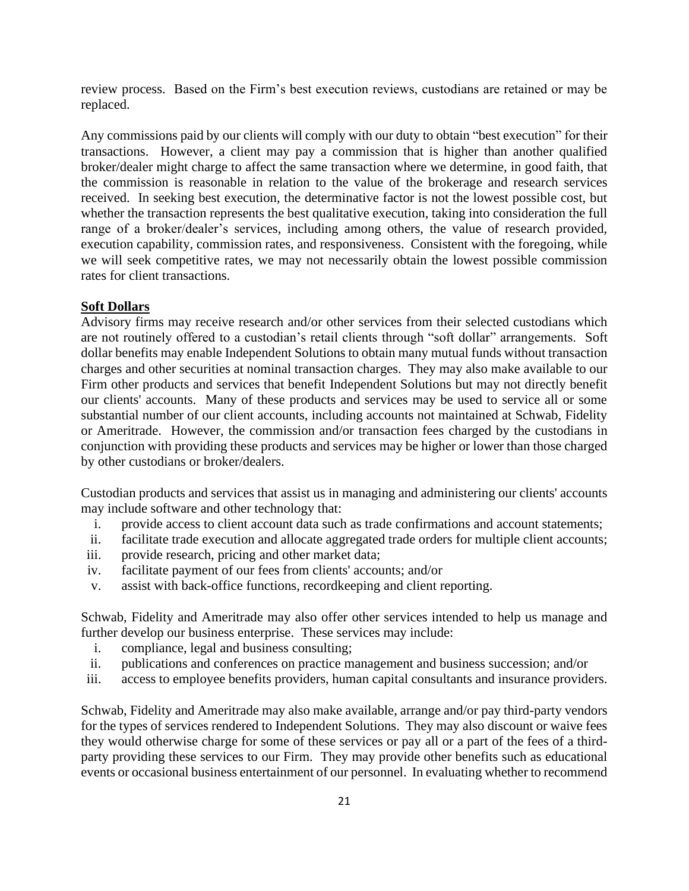review process. Based on the Firm's best execution reviews, custodians are retained or may be replaced.

Any commissions paid by our clients will comply with our duty to obtain "best execution" for their transactions. However, a client may pay a commission that is higher than another qualified broker/dealer might charge to affect the same transaction where we determine, in good faith, that the commission is reasonable in relation to the value of the brokerage and research services received. In seeking best execution, the determinative factor is not the lowest possible cost, but whether the transaction represents the best qualitative execution, taking into consideration the full range of a broker/dealer's services, including among others, the value of research provided, execution capability, commission rates, and responsiveness. Consistent with the foregoing, while we will seek competitive rates, we may not necessarily obtain the lowest possible commission rates for client transactions.

**Soft Dollars**

Advisory firms may receive research and/or other services from their selected custodians which are not routinely offered to a custodian's retail clients through "soft dollar" arrangements. Soft dollar benefits may enable Independent Solutions to obtain many mutual funds without transaction charges and other securities at nominal transaction charges. They may also make available to our Firm other products and services that benefit Independent Solutions but may not directly benefit our clients' accounts. Many of these products and services may be used to service all or some substantial number of our client accounts, including accounts not maintained at Schwab, Fidelity or Ameritrade. However, the commission and/or transaction fees charged by the custodians in conjunction with providing these products and services may be higher or lower than those charged by other custodians or broker/dealers.

Custodian products and services that assist us in managing and administering our clients' accounts may include software and other technology that:

i. provide access to client account data such as trade confirmations and account statements;
ii. facilitate trade execution and allocate aggregated trade orders for multiple client accounts;
iii. provide research, pricing and other market data;
iv. facilitate payment of our fees from clients' accounts; and/or
v. assist with back-office functions, recordkeeping and client reporting.

Schwab, Fidelity and Ameritrade may also offer other services intended to help us manage and further develop our business enterprise. These services may include:

i. compliance, legal and business consulting;
ii. publications and conferences on practice management and business succession; and/or
iii. access to employee benefits providers, human capital consultants and insurance providers.

Schwab, Fidelity and Ameritrade may also make available, arrange and/or pay third-party vendors for the types of services rendered to Independent Solutions. They may also discount or waive fees they would otherwise charge for some of these services or pay all or a part of the fees of a third-party providing these services to our Firm. They may provide other benefits such as educational events or occasional business entertainment of our personnel. In evaluating whether to recommend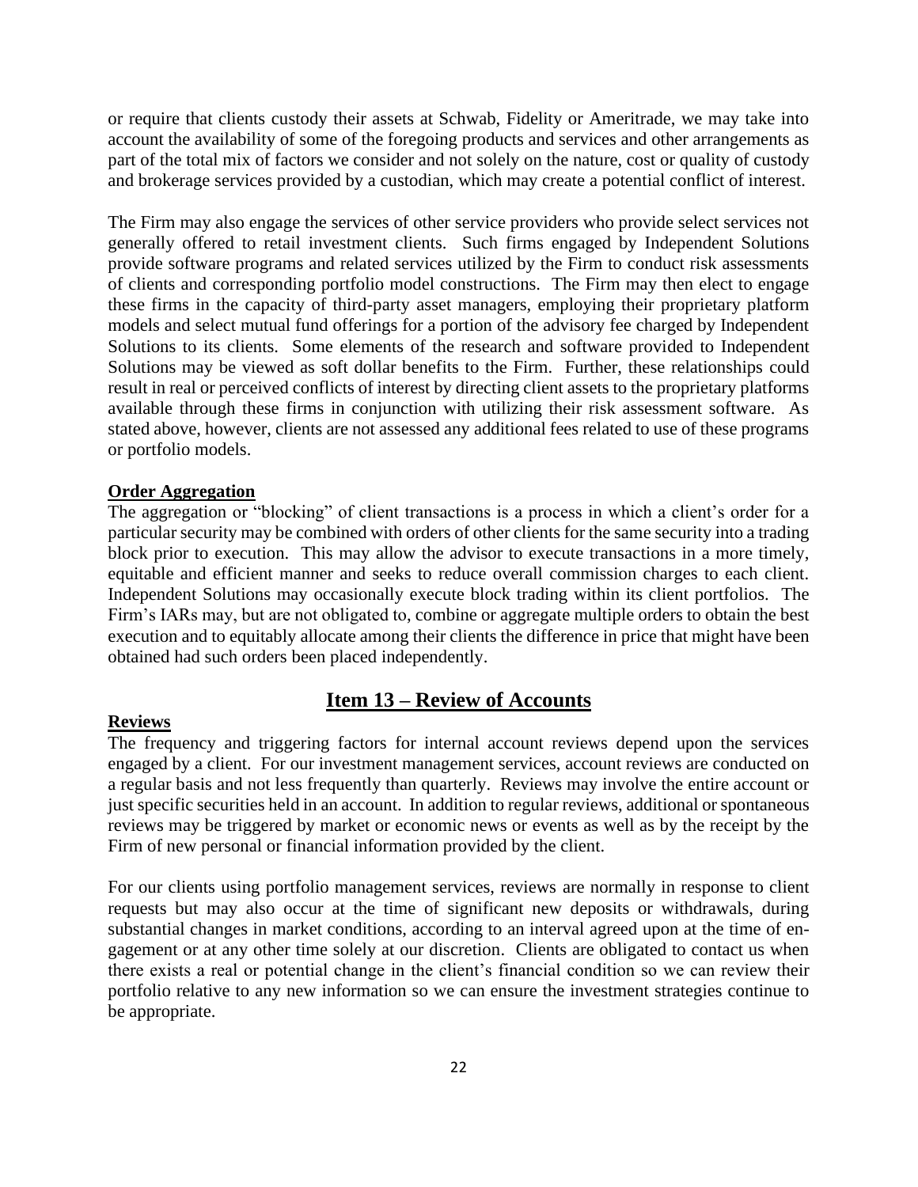or require that clients custody their assets at Schwab, Fidelity or Ameritrade, we may take into account the availability of some of the foregoing products and services and other arrangements as part of the total mix of factors we consider and not solely on the nature, cost or quality of custody and brokerage services provided by a custodian, which may create a potential conflict of interest.

The Firm may also engage the services of other service providers who provide select services not generally offered to retail investment clients. Such firms engaged by Independent Solutions provide software programs and related services utilized by the Firm to conduct risk assessments of clients and corresponding portfolio model constructions. The Firm may then elect to engage these firms in the capacity of third-party asset managers, employing their proprietary platform models and select mutual fund offerings for a portion of the advisory fee charged by Independent Solutions to its clients. Some elements of the research and software provided to Independent Solutions may be viewed as soft dollar benefits to the Firm. Further, these relationships could result in real or perceived conflicts of interest by directing client assets to the proprietary platforms available through these firms in conjunction with utilizing their risk assessment software. As stated above, however, clients are not assessed any additional fees related to use of these programs or portfolio models.

**Order Aggregation**

The aggregation or "blocking" of client transactions is a process in which a client's order for a particular security may be combined with orders of other clients for the same security into a trading block prior to execution. This may allow the advisor to execute transactions in a more timely, equitable and efficient manner and seeks to reduce overall commission charges to each client. Independent Solutions may occasionally execute block trading within its client portfolios. The Firm's IARs may, but are not obligated to, combine or aggregate multiple orders to obtain the best execution and to equitably allocate among their clients the difference in price that might have been obtained had such orders been placed independently.

## Item 13 – Review of Accounts

**Reviews**

The frequency and triggering factors for internal account reviews depend upon the services engaged by a client. For our investment management services, account reviews are conducted on a regular basis and not less frequently than quarterly. Reviews may involve the entire account or just specific securities held in an account. In addition to regular reviews, additional or spontaneous reviews may be triggered by market or economic news or events as well as by the receipt by the Firm of new personal or financial information provided by the client.

For our clients using portfolio management services, reviews are normally in response to client requests but may also occur at the time of significant new deposits or withdrawals, during substantial changes in market conditions, according to an interval agreed upon at the time of engagement or at any other time solely at our discretion. Clients are obligated to contact us when there exists a real or potential change in the client's financial condition so we can review their portfolio relative to any new information so we can ensure the investment strategies continue to be appropriate.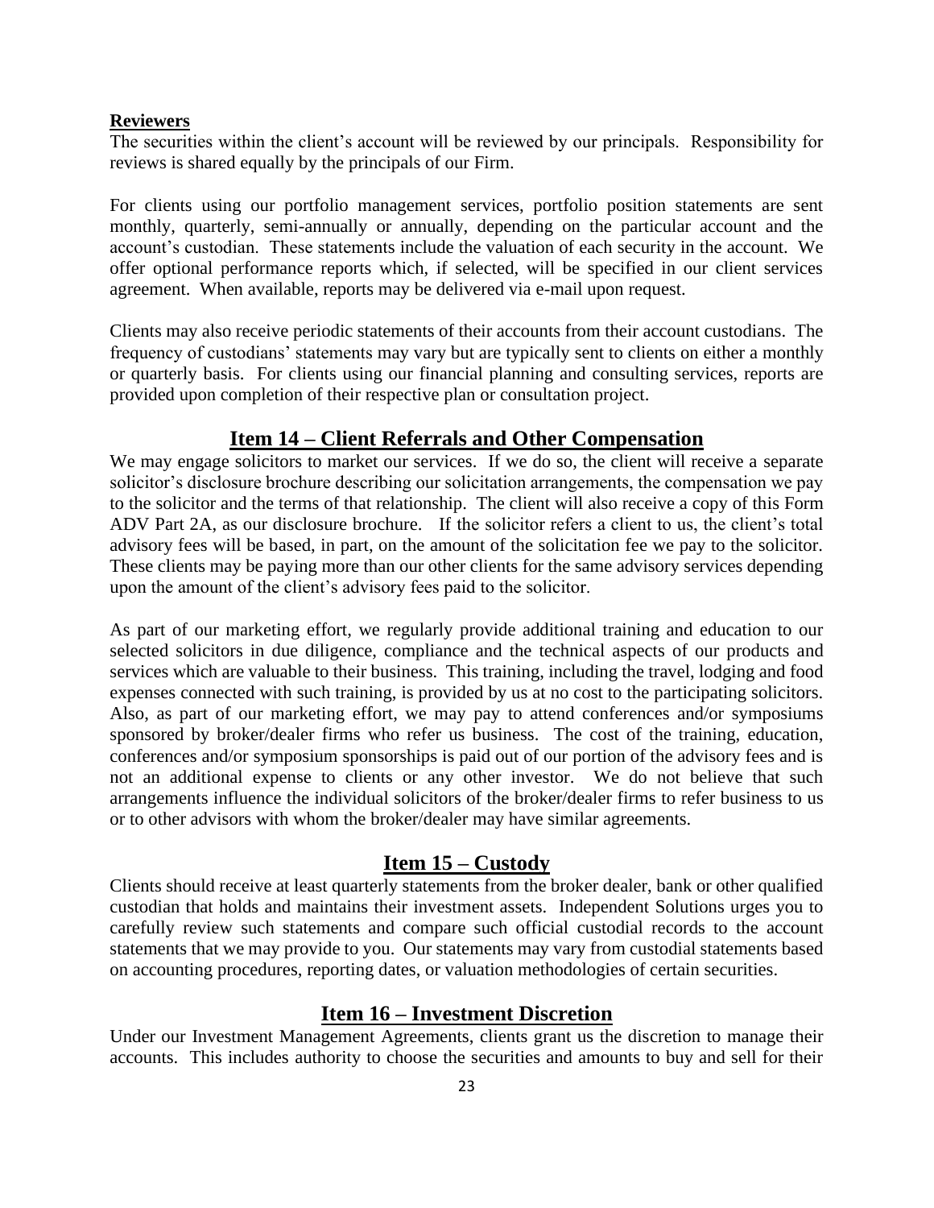**Reviewers**

The securities within the client's account will be reviewed by our principals. Responsibility for reviews is shared equally by the principals of our Firm.

For clients using our portfolio management services, portfolio position statements are sent monthly, quarterly, semi-annually or annually, depending on the particular account and the account's custodian. These statements include the valuation of each security in the account. We offer optional performance reports which, if selected, will be specified in our client services agreement. When available, reports may be delivered via e-mail upon request.

Clients may also receive periodic statements of their accounts from their account custodians. The frequency of custodians' statements may vary but are typically sent to clients on either a monthly or quarterly basis. For clients using our financial planning and consulting services, reports are provided upon completion of their respective plan or consultation project.

## Item 14 – Client Referrals and Other Compensation

We may engage solicitors to market our services. If we do so, the client will receive a separate solicitor's disclosure brochure describing our solicitation arrangements, the compensation we pay to the solicitor and the terms of that relationship. The client will also receive a copy of this Form ADV Part 2A, as our disclosure brochure. If the solicitor refers a client to us, the client's total advisory fees will be based, in part, on the amount of the solicitation fee we pay to the solicitor. These clients may be paying more than our other clients for the same advisory services depending upon the amount of the client's advisory fees paid to the solicitor.

As part of our marketing effort, we regularly provide additional training and education to our selected solicitors in due diligence, compliance and the technical aspects of our products and services which are valuable to their business. This training, including the travel, lodging and food expenses connected with such training, is provided by us at no cost to the participating solicitors. Also, as part of our marketing effort, we may pay to attend conferences and/or symposiums sponsored by broker/dealer firms who refer us business. The cost of the training, education, conferences and/or symposium sponsorships is paid out of our portion of the advisory fees and is not an additional expense to clients or any other investor. We do not believe that such arrangements influence the individual solicitors of the broker/dealer firms to refer business to us or to other advisors with whom the broker/dealer may have similar agreements.

## Item 15 – Custody

Clients should receive at least quarterly statements from the broker dealer, bank or other qualified custodian that holds and maintains their investment assets. Independent Solutions urges you to carefully review such statements and compare such official custodial records to the account statements that we may provide to you. Our statements may vary from custodial statements based on accounting procedures, reporting dates, or valuation methodologies of certain securities.

## Item 16 – Investment Discretion

Under our Investment Management Agreements, clients grant us the discretion to manage their accounts. This includes authority to choose the securities and amounts to buy and sell for their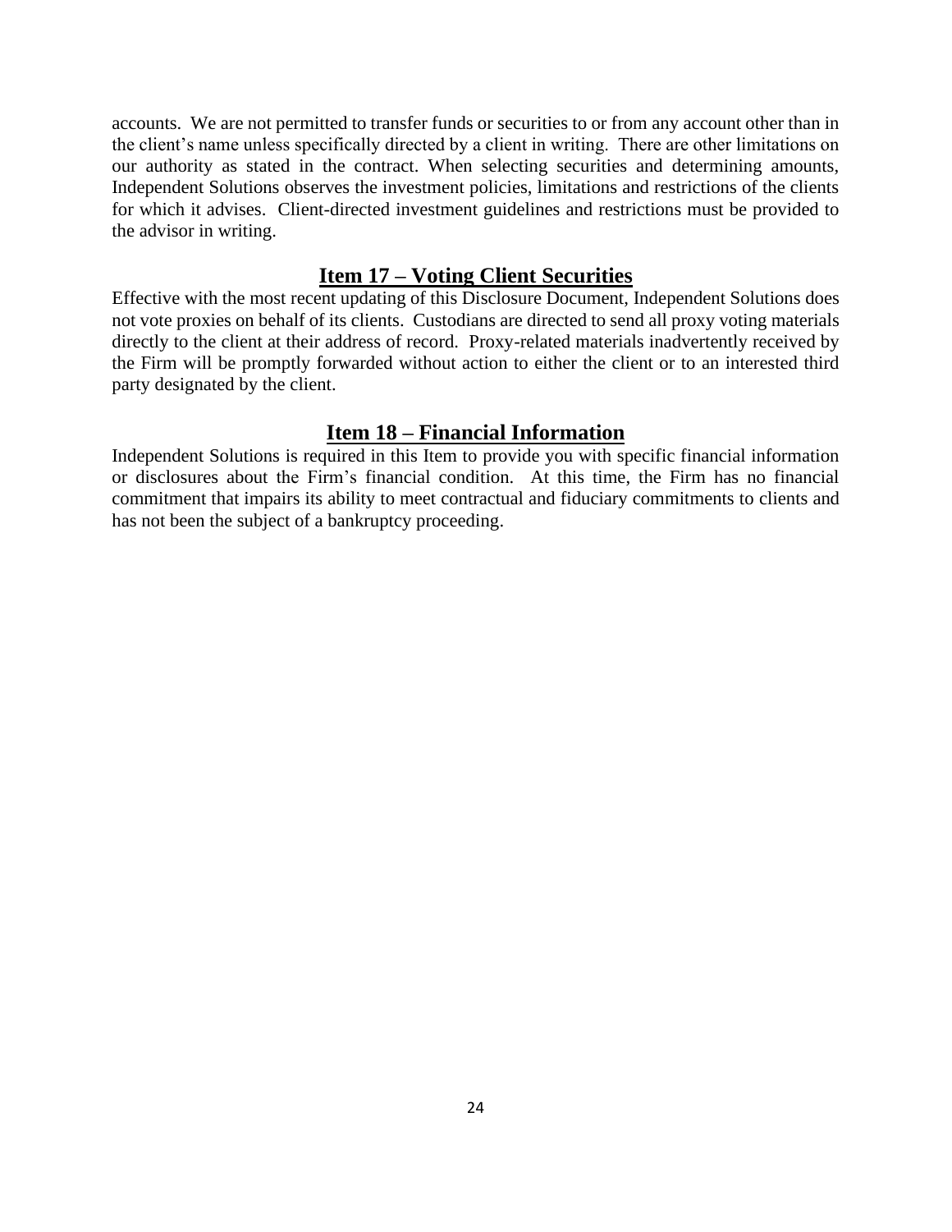accounts. We are not permitted to transfer funds or securities to or from any account other than in the client's name unless specifically directed by a client in writing. There are other limitations on our authority as stated in the contract. When selecting securities and determining amounts, Independent Solutions observes the investment policies, limitations and restrictions of the clients for which it advises. Client-directed investment guidelines and restrictions must be provided to the advisor in writing.

## Item 17 – Voting Client Securities

Effective with the most recent updating of this Disclosure Document, Independent Solutions does not vote proxies on behalf of its clients. Custodians are directed to send all proxy voting materials directly to the client at their address of record. Proxy-related materials inadvertently received by the Firm will be promptly forwarded without action to either the client or to an interested third party designated by the client.

## Item 18 – Financial Information

Independent Solutions is required in this Item to provide you with specific financial information or disclosures about the Firm's financial condition. At this time, the Firm has no financial commitment that impairs its ability to meet contractual and fiduciary commitments to clients and has not been the subject of a bankruptcy proceeding.